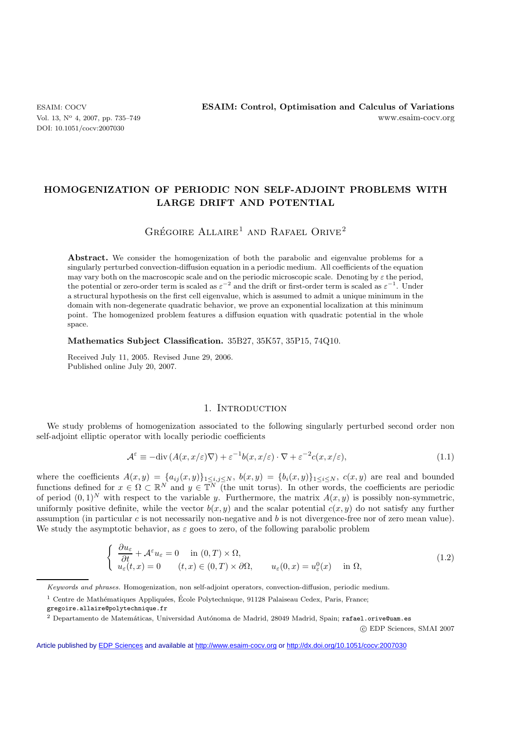# HOMOGENIZATION OF PERIODIC NON SELF-ADJOINT PROBLEMS WITH LARGE DRIFT AND POTENTIAL

Grégoire Allaire[1] and Rafael Orive[2]

**Abstract.** We consider the homogenization of both the parabolic and eigenvalue problems for a singularly perturbed convection-diffusion equation in a periodic medium. All coefficients of the equation may vary both on the macroscopic scale and on the periodic microscopic scale. Denoting by $\varepsilon$ the period, the potential or zero-order term is scaled as $\varepsilon^{-2}$ and the drift or first-order term is scaled as $\varepsilon^{-1}$. Under a structural hypothesis on the first cell eigenvalue, which is assumed to admit a unique minimum in the domain with non-degenerate quadratic behavior, we prove an exponential localization at this minimum point. The homogenized problem features a diffusion equation with quadratic potential in the whole space.

**Mathematics Subject Classification.** 35B27, 35K57, 35P15, 74Q10.

Received July 11, 2005. Revised June 29, 2006.
Published online July 20, 2007.

## 1. Introduction

We study problems of homogenization associated to the following singularly perturbed second order non self-adjoint elliptic operator with locally periodic coefficients

$$\mathcal{A}^\varepsilon \equiv -\text{div}\left(A(x, x/\varepsilon)\nabla\right) + \varepsilon^{-1} b(x, x/\varepsilon) \cdot \nabla + \varepsilon^{-2} c(x, x/\varepsilon), \tag{1.1}$$

where the coefficients $A(x,y) = \{a_{ij}(x,y)\}_{1\leq i,j\leq N}$, $b(x,y) = \{b_i(x,y)\}_{1\leq i\leq N}$, $c(x,y)$ are real and bounded functions defined for $x \in \Omega \subset \mathbb{R}^N$ and $y \in \mathbb{T}^N$ (the unit torus). In other words, the coefficients are periodic of period $(0,1)^N$ with respect to the variable $y$. Furthermore, the matrix $A(x,y)$ is possibly non-symmetric, uniformly positive definite, while the vector $b(x,y)$ and the scalar potential $c(x,y)$ do not satisfy any further assumption (in particular $c$ is not necessarily non-negative and $b$ is not divergence-free nor of zero mean value). We study the asymptotic behavior, as $\varepsilon$ goes to zero, of the following parabolic problem

$$\begin{cases} \dfrac{\partial u_\varepsilon}{\partial t} + \mathcal{A}^\varepsilon u_\varepsilon = 0 & \text{in } (0,T) \times \Omega, \\ u_\varepsilon(t,x) = 0 \qquad (t,x) \in (0,T) \times \partial\Omega, & u_\varepsilon(0,x) = u_\varepsilon^0(x) \quad \text{in } \Omega, \end{cases} \tag{1.2}$$

*Keywords and phrases.* Homogenization, non self-adjoint operators, convection-diffusion, periodic medium.

[1] Centre de Mathématiques Appliquées, École Polytechnique, 91128 Palaiseau Cedex, Paris, France; gregoire.allaire@polytechnique.fr

[2] Departamento de Matemáticas, Universidad Autónoma de Madrid, 28049 Madrid, Spain; rafael.orive@uam.es

© EDP Sciences, SMAI 2007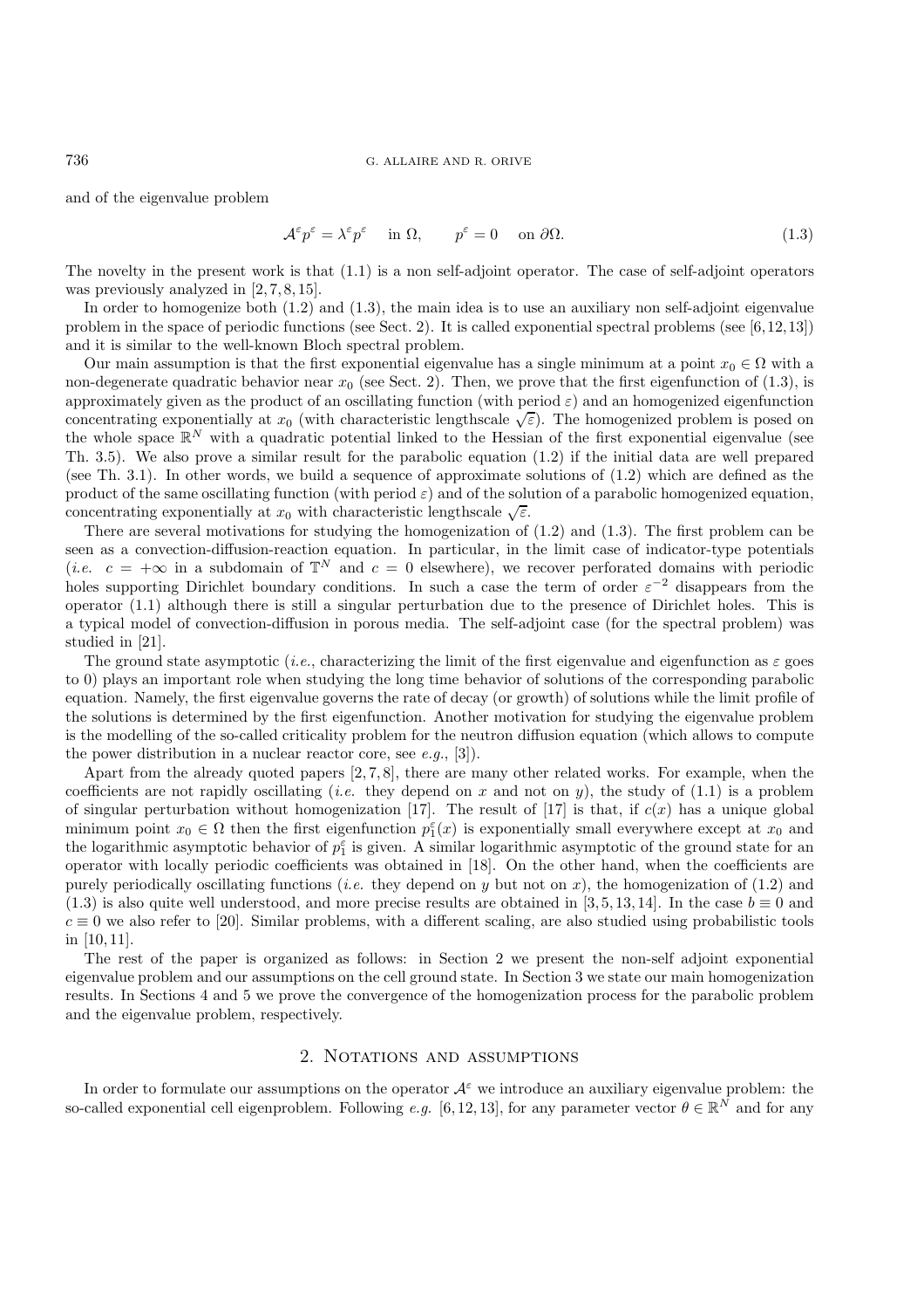and of the eigenvalue problem

$$\mathcal{A}^\varepsilon p^\varepsilon = \lambda^\varepsilon p^\varepsilon \quad \text{in } \Omega, \qquad p^\varepsilon = 0 \quad \text{on } \partial\Omega. \tag{1.3}$$

The novelty in the present work is that (1.1) is a non self-adjoint operator. The case of self-adjoint operators was previously analyzed in [2,7,8,15].

In order to homogenize both (1.2) and (1.3), the main idea is to use an auxiliary non self-adjoint eigenvalue problem in the space of periodic functions (see Sect. 2). It is called exponential spectral problems (see [6,12,13]) and it is similar to the well-known Bloch spectral problem.

Our main assumption is that the first exponential eigenvalue has a single minimum at a point $x_0 \in \Omega$ with a non-degenerate quadratic behavior near $x_0$ (see Sect. 2). Then, we prove that the first eigenfunction of (1.3), is approximately given as the product of an oscillating function (with period $\varepsilon$) and an homogenized eigenfunction concentrating exponentially at $x_0$ (with characteristic lengthscale $\sqrt{\varepsilon}$). The homogenized problem is posed on the whole space $\mathbb{R}^N$ with a quadratic potential linked to the Hessian of the first exponential eigenvalue (see Th. 3.5). We also prove a similar result for the parabolic equation (1.2) if the initial data are well prepared (see Th. 3.1). In other words, we build a sequence of approximate solutions of (1.2) which are defined as the product of the same oscillating function (with period $\varepsilon$) and of the solution of a parabolic homogenized equation, concentrating exponentially at $x_0$ with characteristic lengthscale $\sqrt{\varepsilon}$.

There are several motivations for studying the homogenization of (1.2) and (1.3). The first problem can be seen as a convection-diffusion-reaction equation. In particular, in the limit case of indicator-type potentials (*i.e.* $c = +\infty$ in a subdomain of $\mathbb{T}^N$ and $c = 0$ elsewhere), we recover perforated domains with periodic holes supporting Dirichlet boundary conditions. In such a case the term of order $\varepsilon^{-2}$ disappears from the operator (1.1) although there is still a singular perturbation due to the presence of Dirichlet holes. This is a typical model of convection-diffusion in porous media. The self-adjoint case (for the spectral problem) was studied in [21].

The ground state asymptotic (*i.e.*, characterizing the limit of the first eigenvalue and eigenfunction as $\varepsilon$ goes to 0) plays an important role when studying the long time behavior of solutions of the corresponding parabolic equation. Namely, the first eigenvalue governs the rate of decay (or growth) of solutions while the limit profile of the solutions is determined by the first eigenfunction. Another motivation for studying the eigenvalue problem is the modelling of the so-called criticality problem for the neutron diffusion equation (which allows to compute the power distribution in a nuclear reactor core, see *e.g.*, [3]).

Apart from the already quoted papers [2,7,8], there are many other related works. For example, when the coefficients are not rapidly oscillating (*i.e.* they depend on $x$ and not on $y$), the study of (1.1) is a problem of singular perturbation without homogenization [17]. The result of [17] is that, if $c(x)$ has a unique global minimum point $x_0 \in \Omega$ then the first eigenfunction $p_1^\varepsilon(x)$ is exponentially small everywhere except at $x_0$ and the logarithmic asymptotic behavior of $p_1^\varepsilon$ is given. A similar logarithmic asymptotic of the ground state for an operator with locally periodic coefficients was obtained in [18]. On the other hand, when the coefficients are purely periodically oscillating functions (*i.e.* they depend on $y$ but not on $x$), the homogenization of (1.2) and (1.3) is also quite well understood, and more precise results are obtained in [3,5,13,14]. In the case $b \equiv 0$ and $c \equiv 0$ we also refer to [20]. Similar problems, with a different scaling, are also studied using probabilistic tools in [10,11].

The rest of the paper is organized as follows: in Section 2 we present the non-self adjoint exponential eigenvalue problem and our assumptions on the cell ground state. In Section 3 we state our main homogenization results. In Sections 4 and 5 we prove the convergence of the homogenization process for the parabolic problem and the eigenvalue problem, respectively.

## 2. Notations and assumptions

In order to formulate our assumptions on the operator $\mathcal{A}^\varepsilon$ we introduce an auxiliary eigenvalue problem: the so-called exponential cell eigenproblem. Following *e.g.* [6,12,13], for any parameter vector $\theta \in \mathbb{R}^N$ and for any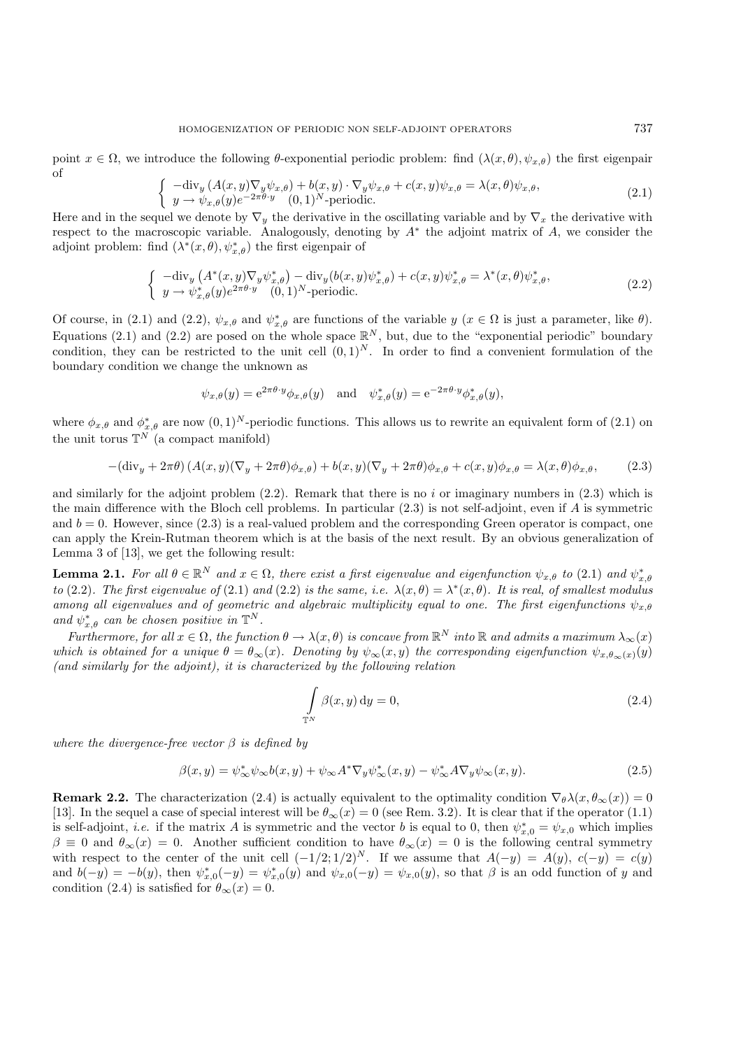point $x \in \Omega$, we introduce the following $\theta$-exponential periodic problem: find $(\lambda(x,\theta), \psi_{x,\theta})$ the first eigenpair of

$$\begin{cases} -\mathrm{div}_y \left( A(x,y) \nabla_y \psi_{x,\theta} \right) + b(x,y) \cdot \nabla_y \psi_{x,\theta} + c(x,y) \psi_{x,\theta} = \lambda(x,\theta) \psi_{x,\theta}, \\ y \to \psi_{x,\theta}(y) e^{-2\pi\theta \cdot y} \quad (0,1)^N\text{-periodic}. \end{cases} \tag{2.1}$$

Here and in the sequel we denote by $\nabla_y$ the derivative in the oscillating variable and by $\nabla_x$ the derivative with respect to the macroscopic variable. Analogously, denoting by $A^*$ the adjoint matrix of $A$, we consider the adjoint problem: find $(\lambda^*(x,\theta), \psi^*_{x,\theta})$ the first eigenpair of

$$\begin{cases} -\mathrm{div}_y \left( A^*(x,y) \nabla_y \psi^*_{x,\theta} \right) - \mathrm{div}_y (b(x,y) \psi^*_{x,\theta}) + c(x,y) \psi^*_{x,\theta} = \lambda^*(x,\theta) \psi^*_{x,\theta}, \\ y \to \psi^*_{x,\theta}(y) e^{2\pi\theta \cdot y} \quad (0,1)^N\text{-periodic}. \end{cases} \tag{2.2}$$

Of course, in (2.1) and (2.2), $\psi_{x,\theta}$ and $\psi^*_{x,\theta}$ are functions of the variable $y$ ($x \in \Omega$ is just a parameter, like $\theta$). Equations (2.1) and (2.2) are posed on the whole space $\mathbb{R}^N$, but, due to the "exponential periodic" boundary condition, they can be restricted to the unit cell $(0,1)^N$. In order to find a convenient formulation of the boundary condition we change the unknown as

$$\psi_{x,\theta}(y) = \mathrm{e}^{2\pi\theta \cdot y} \phi_{x,\theta}(y) \quad \text{and} \quad \psi^*_{x,\theta}(y) = \mathrm{e}^{-2\pi\theta \cdot y} \phi^*_{x,\theta}(y),$$

where $\phi_{x,\theta}$ and $\phi^*_{x,\theta}$ are now $(0,1)^N$-periodic functions. This allows us to rewrite an equivalent form of (2.1) on the unit torus $\mathbb{T}^N$ (a compact manifold)

$$-(\mathrm{div}_y + 2\pi\theta) \left( A(x,y)(\nabla_y + 2\pi\theta)\phi_{x,\theta} \right) + b(x,y)(\nabla_y + 2\pi\theta)\phi_{x,\theta} + c(x,y)\phi_{x,\theta} = \lambda(x,\theta)\phi_{x,\theta}, \tag{2.3}$$

and similarly for the adjoint problem (2.2). Remark that there is no $i$ or imaginary numbers in (2.3) which is the main difference with the Bloch cell problems. In particular (2.3) is not self-adjoint, even if $A$ is symmetric and $b = 0$. However, since (2.3) is a real-valued problem and the corresponding Green operator is compact, one can apply the Krein-Rutman theorem which is at the basis of the next result. By an obvious generalization of Lemma 3 of [13], we get the following result:

**Lemma 2.1.** *For all $\theta \in \mathbb{R}^N$ and $x \in \Omega$, there exist a first eigenvalue and eigenfunction $\psi_{x,\theta}$ to* (2.1) *and $\psi^*_{x,\theta}$ to* (2.2)*. The first eigenvalue of* (2.1) *and* (2.2) *is the same, i.e. $\lambda(x,\theta) = \lambda^*(x,\theta)$. It is real, of smallest modulus among all eigenvalues and of geometric and algebraic multiplicity equal to one. The first eigenfunctions $\psi_{x,\theta}$ and $\psi^*_{x,\theta}$ can be chosen positive in $\mathbb{T}^N$.*

*Furthermore, for all $x \in \Omega$, the function $\theta \to \lambda(x,\theta)$ is concave from $\mathbb{R}^N$ into $\mathbb{R}$ and admits a maximum $\lambda_\infty(x)$ which is obtained for a unique $\theta = \theta_\infty(x)$. Denoting by $\psi_\infty(x,y)$ the corresponding eigenfunction $\psi_{x,\theta_\infty(x)}(y)$ (and similarly for the adjoint), it is characterized by the following relation*

$$\int_{\mathbb{T}^N} \beta(x,y) \, \mathrm{d}y = 0, \tag{2.4}$$

*where the divergence-free vector $\beta$ is defined by*

$$\beta(x,y) = \psi^*_\infty \psi_\infty b(x,y) + \psi_\infty A^* \nabla_y \psi^*_\infty(x,y) - \psi^*_\infty A \nabla_y \psi_\infty(x,y). \tag{2.5}$$

**Remark 2.2.** The characterization (2.4) is actually equivalent to the optimality condition $\nabla_\theta \lambda(x, \theta_\infty(x)) = 0$ [13]. In the sequel a case of special interest will be $\theta_\infty(x) = 0$ (see Rem. 3.2). It is clear that if the operator (1.1) is self-adjoint, *i.e.* if the matrix $A$ is symmetric and the vector $b$ is equal to 0, then $\psi^*_{x,0} = \psi_{x,0}$ which implies $\beta \equiv 0$ and $\theta_\infty(x) = 0$. Another sufficient condition to have $\theta_\infty(x) = 0$ is the following central symmetry with respect to the center of the unit cell $(-1/2; 1/2)^N$. If we assume that $A(-y) = A(y)$, $c(-y) = c(y)$ and $b(-y) = -b(y)$, then $\psi^*_{x,0}(-y) = \psi^*_{x,0}(y)$ and $\psi_{x,0}(-y) = \psi_{x,0}(y)$, so that $\beta$ is an odd function of $y$ and condition (2.4) is satisfied for $\theta_\infty(x) = 0$.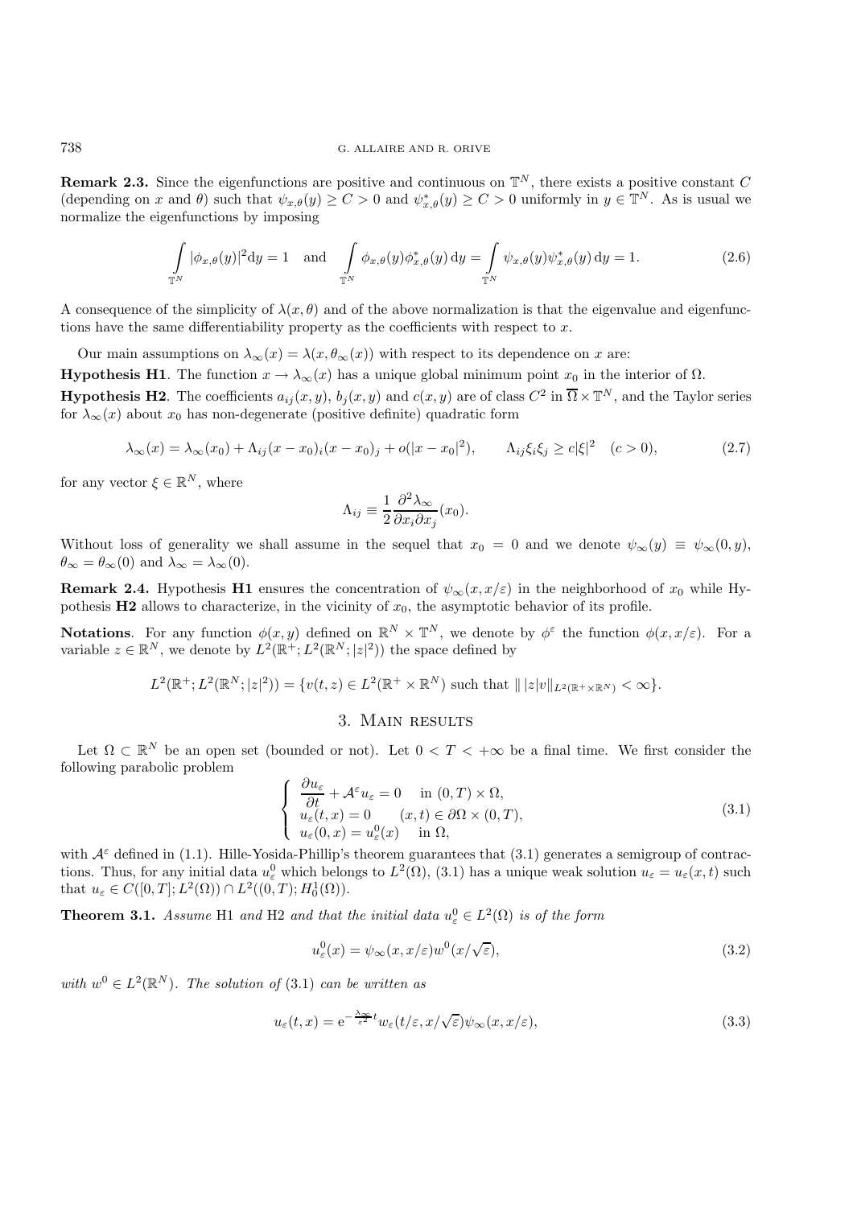**Remark 2.3.** Since the eigenfunctions are positive and continuous on $\mathbb{T}^N$, there exists a positive constant $C$ (depending on $x$ and $\theta$) such that $\psi_{x,\theta}(y) \geq C > 0$ and $\psi^*_{x,\theta}(y) \geq C > 0$ uniformly in $y \in \mathbb{T}^N$. As is usual we normalize the eigenfunctions by imposing

$$\int_{\mathbb{T}^N} |\phi_{x,\theta}(y)|^2 \mathrm{d}y = 1 \quad \text{and} \quad \int_{\mathbb{T}^N} \phi_{x,\theta}(y)\phi^*_{x,\theta}(y)\,\mathrm{d}y = \int_{\mathbb{T}^N} \psi_{x,\theta}(y)\psi^*_{x,\theta}(y)\,\mathrm{d}y = 1. \tag{2.6}$$

A consequence of the simplicity of $\lambda(x,\theta)$ and of the above normalization is that the eigenvalue and eigenfunctions have the same differentiability property as the coefficients with respect to $x$.

Our main assumptions on $\lambda_\infty(x) = \lambda(x, \theta_\infty(x))$ with respect to its dependence on $x$ are:

**Hypothesis H1**. The function $x \to \lambda_\infty(x)$ has a unique global minimum point $x_0$ in the interior of $\Omega$.

**Hypothesis H2**. The coefficients $a_{ij}(x,y)$, $b_j(x,y)$ and $c(x,y)$ are of class $C^2$ in $\overline{\Omega} \times \mathbb{T}^N$, and the Taylor series for $\lambda_\infty(x)$ about $x_0$ has non-degenerate (positive definite) quadratic form

$$\lambda_\infty(x) = \lambda_\infty(x_0) + \Lambda_{ij}(x-x_0)_i(x-x_0)_j + o(|x-x_0|^2), \qquad \Lambda_{ij}\xi_i\xi_j \geq c|\xi|^2 \quad (c>0), \tag{2.7}$$

for any vector $\xi \in \mathbb{R}^N$, where

$$\Lambda_{ij} \equiv \frac{1}{2}\frac{\partial^2 \lambda_\infty}{\partial x_i \partial x_j}(x_0).$$

Without loss of generality we shall assume in the sequel that $x_0 = 0$ and we denote $\psi_\infty(y) \equiv \psi_\infty(0,y)$, $\theta_\infty = \theta_\infty(0)$ and $\lambda_\infty = \lambda_\infty(0)$.

**Remark 2.4.** Hypothesis **H1** ensures the concentration of $\psi_\infty(x, x/\varepsilon)$ in the neighborhood of $x_0$ while Hypothesis **H2** allows to characterize, in the vicinity of $x_0$, the asymptotic behavior of its profile.

**Notations**. For any function $\phi(x,y)$ defined on $\mathbb{R}^N \times \mathbb{T}^N$, we denote by $\phi^\varepsilon$ the function $\phi(x, x/\varepsilon)$. For a variable $z \in \mathbb{R}^N$, we denote by $L^2(\mathbb{R}^+; L^2(\mathbb{R}^N; |z|^2))$ the space defined by

$$L^2(\mathbb{R}^+; L^2(\mathbb{R}^N; |z|^2)) = \{v(t,z) \in L^2(\mathbb{R}^+ \times \mathbb{R}^N) \text{ such that } \| \,|z| v\|_{L^2(\mathbb{R}^+\times\mathbb{R}^N)} < \infty\}.$$

## 3. Main results

Let $\Omega \subset \mathbb{R}^N$ be an open set (bounded or not). Let $0 < T < +\infty$ be a final time. We first consider the following parabolic problem

$$\begin{cases} \dfrac{\partial u_\varepsilon}{\partial t} + \mathcal{A}^\varepsilon u_\varepsilon = 0 & \text{in } (0,T)\times\Omega, \\ u_\varepsilon(t,x) = 0 & (x,t) \in \partial\Omega \times (0,T), \\ u_\varepsilon(0,x) = u^0_\varepsilon(x) & \text{in } \Omega, \end{cases} \tag{3.1}$$

with $\mathcal{A}^\varepsilon$ defined in (1.1). Hille-Yosida-Phillip's theorem guarantees that (3.1) generates a semigroup of contractions. Thus, for any initial data $u^0_\varepsilon$ which belongs to $L^2(\Omega)$, (3.1) has a unique weak solution $u_\varepsilon = u_\varepsilon(x,t)$ such that $u_\varepsilon \in C([0,T]; L^2(\Omega)) \cap L^2((0,T); H^1_0(\Omega))$.

**Theorem 3.1.** *Assume* H1 *and* H2 *and that the initial data $u^0_\varepsilon \in L^2(\Omega)$ is of the form*

$$u^0_\varepsilon(x) = \psi_\infty(x, x/\varepsilon) w^0(x/\sqrt{\varepsilon}), \tag{3.2}$$

*with $w^0 \in L^2(\mathbb{R}^N)$. The solution of* (3.1) *can be written as*

$$u_\varepsilon(t,x) = \mathrm{e}^{-\frac{\lambda_\infty}{\varepsilon^2}t} w_\varepsilon(t/\varepsilon, x/\sqrt{\varepsilon})\psi_\infty(x, x/\varepsilon), \tag{3.3}$$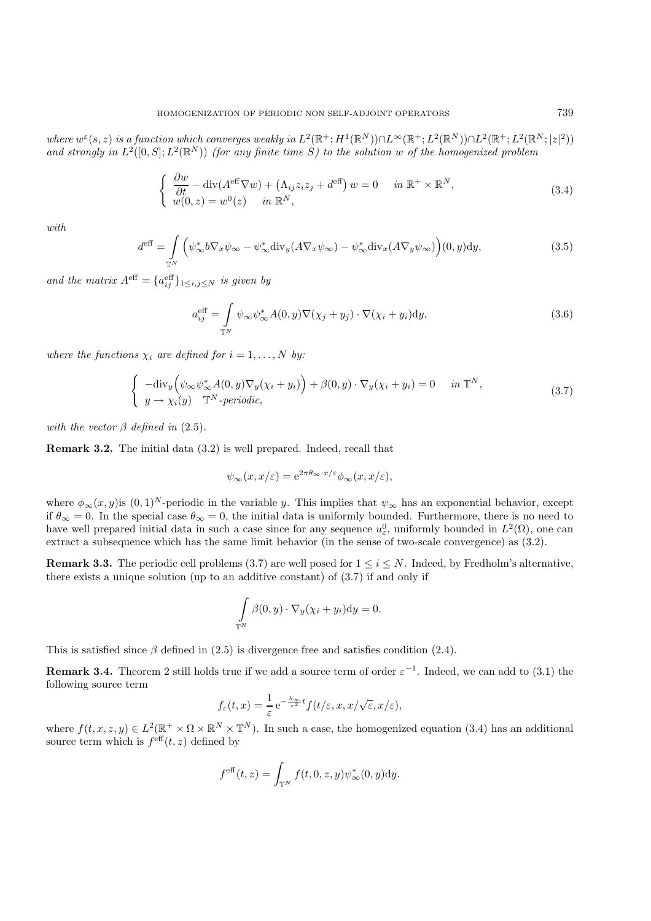*where $w^\varepsilon(s,z)$ is a function which converges weakly in $L^2(\mathbb{R}^+; H^1(\mathbb{R}^N)) \cap L^\infty(\mathbb{R}^+; L^2(\mathbb{R}^N)) \cap L^2(\mathbb{R}^+; L^2(\mathbb{R}^N; |z|^2))$ and strongly in $L^2([0,S]; L^2(\mathbb{R}^N))$ (for any finite time $S$) to the solution $w$ of the homogenized problem*

$$
\left\{
\begin{array}{l}
\dfrac{\partial w}{\partial t} - \mathrm{div}(A^{\mathrm{eff}} \nabla w) + \left(\Lambda_{ij} z_i z_j + d^{\mathrm{eff}}\right) w = 0 \quad \text{in } \mathbb{R}^+ \times \mathbb{R}^N, \\
w(0,z) = w^0(z) \quad \text{in } \mathbb{R}^N,
\end{array}
\right.
\tag{3.4}
$$

*with*

$$
d^{\mathrm{eff}} = \int_{\mathbb{T}^N} \Big( \psi_\infty^* b \nabla_x \psi_\infty - \psi_\infty^* \mathrm{div}_y (A \nabla_x \psi_\infty) - \psi_\infty^* \mathrm{div}_x (A \nabla_y \psi_\infty) \Big)(0,y) \mathrm{d}y,
\tag{3.5}
$$

*and the matrix $A^{\mathrm{eff}} = \{a_{ij}^{\mathrm{eff}}\}_{1 \le i,j \le N}$ is given by*

$$
a_{ij}^{\mathrm{eff}} = \int_{\mathbb{T}^N} \psi_\infty \psi_\infty^* A(0,y) \nabla (\chi_j + y_j) \cdot \nabla (\chi_i + y_i) \mathrm{d}y,
\tag{3.6}
$$

*where the functions $\chi_i$ are defined for $i = 1, \ldots, N$ by:*

$$
\left\{
\begin{array}{l}
-\mathrm{div}_y \Big( \psi_\infty \psi_\infty^* A(0,y) \nabla_y (\chi_i + y_i) \Big) + \beta(0,y) \cdot \nabla_y (\chi_i + y_i) = 0 \quad \text{in } \mathbb{T}^N, \\
y \to \chi_i(y) \quad \mathbb{T}^N\text{-periodic},
\end{array}
\right.
\tag{3.7}
$$

*with the vector $\beta$ defined in* (2.5).

**Remark 3.2.** The initial data (3.2) is well prepared. Indeed, recall that

$$
\psi_\infty(x, x/\varepsilon) = \mathrm{e}^{2\pi \theta_\infty \cdot x/\varepsilon} \phi_\infty(x, x/\varepsilon),
$$

where $\phi_\infty(x,y)$is $(0,1)^N$-periodic in the variable $y$. This implies that $\psi_\infty$ has an exponential behavior, except if $\theta_\infty = 0$. In the special case $\theta_\infty = 0$, the initial data is uniformly bounded. Furthermore, there is no need to have well prepared initial data in such a case since for any sequence $u_\varepsilon^0$, uniformly bounded in $L^2(\Omega)$, one can extract a subsequence which has the same limit behavior (in the sense of two-scale convergence) as (3.2).

**Remark 3.3.** The periodic cell problems (3.7) are well posed for $1 \le i \le N$. Indeed, by Fredholm's alternative, there exists a unique solution (up to an additive constant) of (3.7) if and only if

$$
\int_{\mathbb{T}^N} \beta(0,y) \cdot \nabla_y (\chi_i + y_i) \mathrm{d}y = 0.
$$

This is satisfied since $\beta$ defined in (2.5) is divergence free and satisfies condition (2.4).

**Remark 3.4.** Theorem 2 still holds true if we add a source term of order $\varepsilon^{-1}$. Indeed, we can add to (3.1) the following source term

$$
f_\varepsilon(t,x) = \frac{1}{\varepsilon} \mathrm{e}^{-\frac{\lambda_\infty}{\varepsilon^2} t} f(t/\varepsilon, x, x/\sqrt{\varepsilon}, x/\varepsilon),
$$

where $f(t,x,z,y) \in L^2(\mathbb{R}^+ \times \Omega \times \mathbb{R}^N \times \mathbb{T}^N)$. In such a case, the homogenized equation (3.4) has an additional source term which is $f^{\mathrm{eff}}(t,z)$ defined by

$$
f^{\mathrm{eff}}(t,z) = \int_{\mathbb{T}^N} f(t,0,z,y) \psi_\infty^*(0,y) \mathrm{d}y.
$$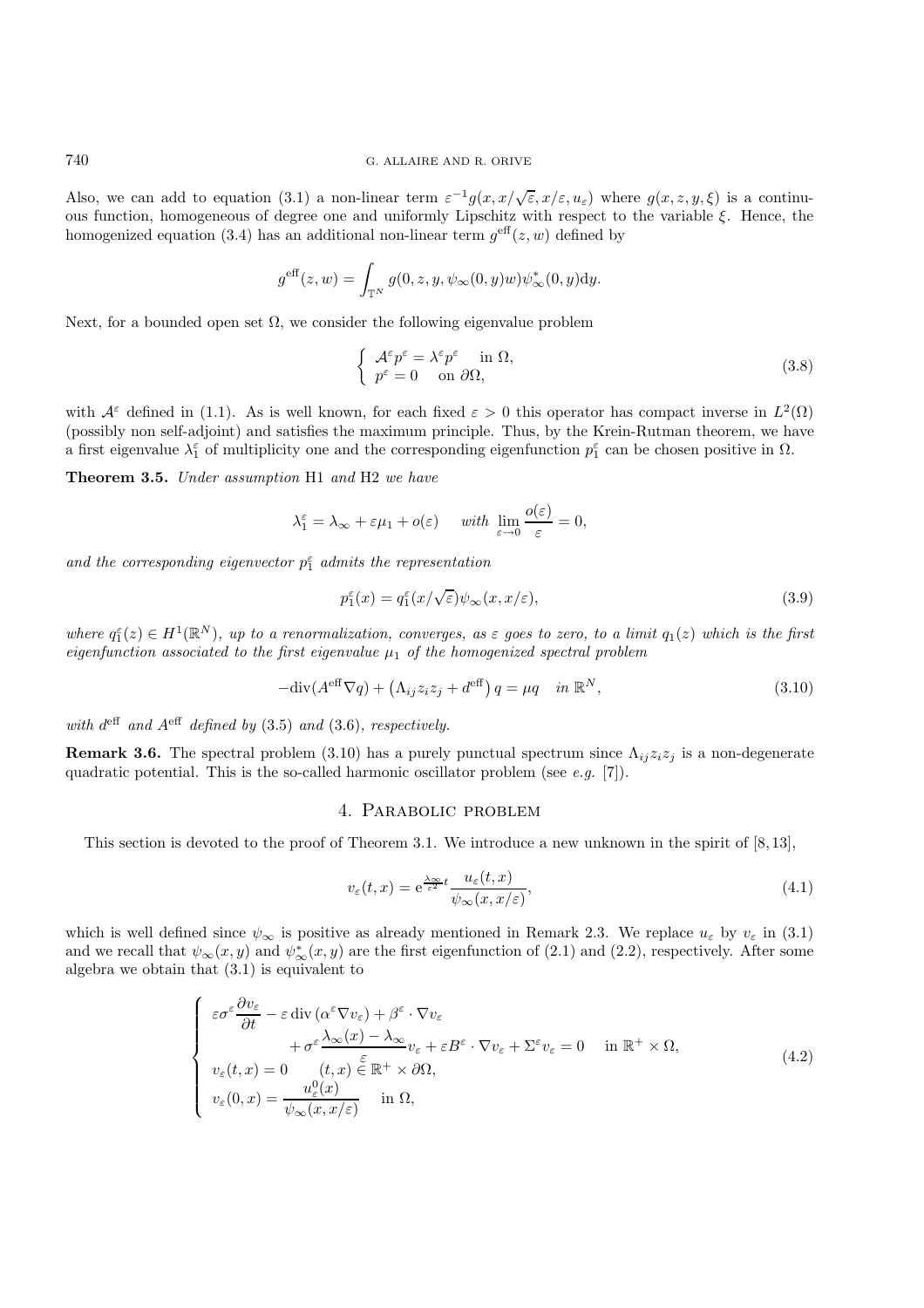Also, we can add to equation (3.1) a non-linear term $\varepsilon^{-1}g(x, x/\sqrt{\varepsilon}, x/\varepsilon, u_\varepsilon)$ where $g(x, z, y, \xi)$ is a continuous function, homogeneous of degree one and uniformly Lipschitz with respect to the variable $\xi$. Hence, the homogenized equation (3.4) has an additional non-linear term $g^{\text{eff}}(z, w)$ defined by

$$g^{\text{eff}}(z, w) = \int_{\mathbb{T}^N} g(0, z, y, \psi_\infty(0, y)w)\psi^*_\infty(0, y)\mathrm{d}y.$$

Next, for a bounded open set $\Omega$, we consider the following eigenvalue problem

$$\begin{cases} \mathcal{A}^\varepsilon p^\varepsilon = \lambda^\varepsilon p^\varepsilon & \text{in } \Omega, \\ p^\varepsilon = 0 & \text{on } \partial\Omega, \end{cases} \tag{3.8}$$

with $\mathcal{A}^\varepsilon$ defined in (1.1). As is well known, for each fixed $\varepsilon > 0$ this operator has compact inverse in $L^2(\Omega)$ (possibly non self-adjoint) and satisfies the maximum principle. Thus, by the Krein-Rutman theorem, we have a first eigenvalue $\lambda_1^\varepsilon$ of multiplicity one and the corresponding eigenfunction $p_1^\varepsilon$ can be chosen positive in $\Omega$.

**Theorem 3.5.** *Under assumption* H1 *and* H2 *we have*

$$\lambda_1^\varepsilon = \lambda_\infty + \varepsilon\mu_1 + o(\varepsilon) \quad \textit{with } \lim_{\varepsilon\to 0}\frac{o(\varepsilon)}{\varepsilon} = 0,$$

*and the corresponding eigenvector $p_1^\varepsilon$ admits the representation*

$$p_1^\varepsilon(x) = q_1^\varepsilon(x/\sqrt{\varepsilon})\psi_\infty(x, x/\varepsilon), \tag{3.9}$$

*where $q_1^\varepsilon(z) \in H^1(\mathbb{R}^N)$, up to a renormalization, converges, as $\varepsilon$ goes to zero, to a limit $q_1(z)$ which is the first eigenfunction associated to the first eigenvalue $\mu_1$ of the homogenized spectral problem*

$$-\text{div}(A^{\text{eff}}\nabla q) + \left(\Lambda_{ij}z_iz_j + d^{\text{eff}}\right)q = \mu q \quad \textit{in } \mathbb{R}^N, \tag{3.10}$$

*with $d^{\text{eff}}$ and $A^{\text{eff}}$ defined by* (3.5) *and* (3.6)*, respectively.*

**Remark 3.6.** The spectral problem (3.10) has a purely punctual spectrum since $\Lambda_{ij}z_iz_j$ is a non-degenerate quadratic potential. This is the so-called harmonic oscillator problem (see *e.g.* [7]).

## 4. Parabolic problem

This section is devoted to the proof of Theorem 3.1. We introduce a new unknown in the spirit of [8,13],

$$v_\varepsilon(t, x) = \mathrm{e}^{\frac{\lambda_\infty}{\varepsilon^2}t}\frac{u_\varepsilon(t, x)}{\psi_\infty(x, x/\varepsilon)}, \tag{4.1}$$

which is well defined since $\psi_\infty$ is positive as already mentioned in Remark 2.3. We replace $u_\varepsilon$ by $v_\varepsilon$ in (3.1) and we recall that $\psi_\infty(x, y)$ and $\psi^*_\infty(x, y)$ are the first eigenfunction of (2.1) and (2.2), respectively. After some algebra we obtain that (3.1) is equivalent to

$$\begin{cases} \varepsilon\sigma^\varepsilon\dfrac{\partial v_\varepsilon}{\partial t} - \varepsilon\,\text{div}\,(\alpha^\varepsilon\nabla v_\varepsilon) + \beta^\varepsilon\cdot\nabla v_\varepsilon \\ \qquad\qquad + \sigma^\varepsilon\dfrac{\lambda_\infty(x) - \lambda_\infty}{\varepsilon}v_\varepsilon + \varepsilon B^\varepsilon\cdot\nabla v_\varepsilon + \Sigma^\varepsilon v_\varepsilon = 0 \quad \text{in } \mathbb{R}^+\times\Omega, \\ v_\varepsilon(t, x) = 0 \qquad (t, x) \in \mathbb{R}^+\times\partial\Omega, \\ v_\varepsilon(0, x) = \dfrac{u_\varepsilon^0(x)}{\psi_\infty(x, x/\varepsilon)} \quad \text{in } \Omega, \end{cases} \tag{4.2}$$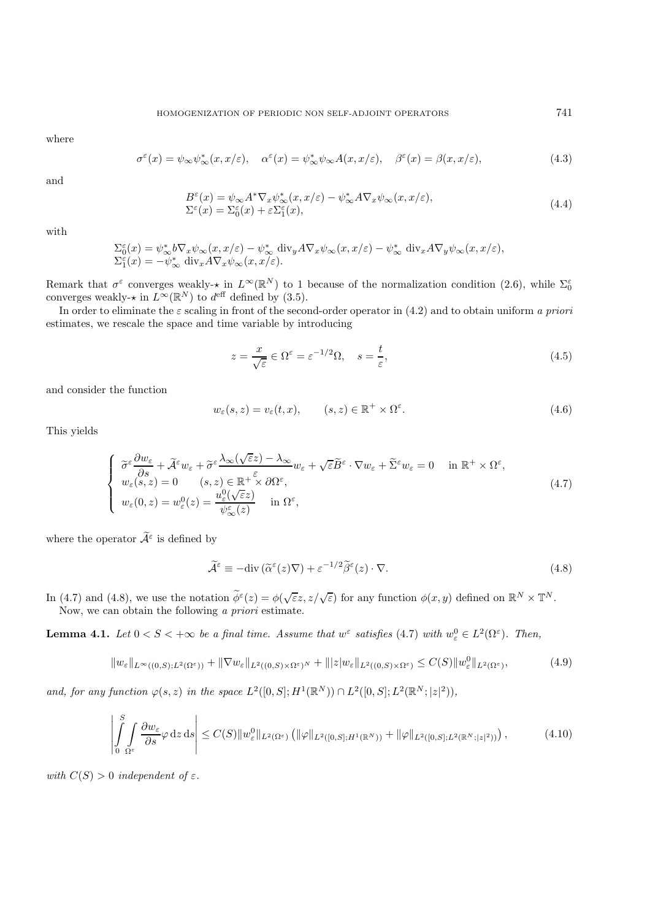where

$$\sigma^\varepsilon(x) = \psi_\infty \psi_\infty^*(x, x/\varepsilon), \quad \alpha^\varepsilon(x) = \psi_\infty^* \psi_\infty A(x, x/\varepsilon), \quad \beta^\varepsilon(x) = \beta(x, x/\varepsilon), \tag{4.3}$$

and

$$\begin{aligned} B^\varepsilon(x) &= \psi_\infty A^* \nabla_x \psi_\infty^*(x, x/\varepsilon) - \psi_\infty^* A \nabla_x \psi_\infty(x, x/\varepsilon), \\ \Sigma^\varepsilon(x) &= \Sigma_0^\varepsilon(x) + \varepsilon \Sigma_1^\varepsilon(x), \end{aligned} \tag{4.4}$$

with

$$\begin{aligned} \Sigma_0^\varepsilon(x) &= \psi_\infty^* b \nabla_x \psi_\infty(x, x/\varepsilon) - \psi_\infty^* \operatorname{div}_y A \nabla_x \psi_\infty(x, x/\varepsilon) - \psi_\infty^* \operatorname{div}_x A \nabla_y \psi_\infty(x, x/\varepsilon), \\ \Sigma_1^\varepsilon(x) &= -\psi_\infty^* \operatorname{div}_x A \nabla_x \psi_\infty(x, x/\varepsilon). \end{aligned}$$

Remark that $\sigma^\varepsilon$ converges weakly-$\star$ in $L^\infty(\mathbb{R}^N)$ to 1 because of the normalization condition (2.6), while $\Sigma_0^\varepsilon$ converges weakly-$\star$ in $L^\infty(\mathbb{R}^N)$ to $d^{\text{eff}}$ defined by (3.5).

In order to eliminate the $\varepsilon$ scaling in front of the second-order operator in (4.2) and to obtain uniform *a priori* estimates, we rescale the space and time variable by introducing

$$z = \frac{x}{\sqrt{\varepsilon}} \in \Omega^\varepsilon = \varepsilon^{-1/2}\Omega, \quad s = \frac{t}{\varepsilon}, \tag{4.5}$$

and consider the function

$$w_\varepsilon(s, z) = v_\varepsilon(t, x), \qquad (s, z) \in \mathbb{R}^+ \times \Omega^\varepsilon. \tag{4.6}$$

This yields

$$\begin{cases} \widetilde{\sigma}^\varepsilon \dfrac{\partial w_\varepsilon}{\partial s} + \widetilde{\mathcal{A}}^\varepsilon w_\varepsilon + \widetilde{\sigma}^\varepsilon \dfrac{\lambda_\infty(\sqrt{\varepsilon} z) - \lambda_\infty}{\varepsilon} w_\varepsilon + \sqrt{\varepsilon} \widetilde{B}^\varepsilon \cdot \nabla w_\varepsilon + \widetilde{\Sigma}^\varepsilon w_\varepsilon = 0 & \text{in } \mathbb{R}^+ \times \Omega^\varepsilon, \\ w_\varepsilon(s, z) = 0 \qquad (s, z) \in \mathbb{R}^+ \times \partial\Omega^\varepsilon, & \\ w_\varepsilon(0, z) = w_\varepsilon^0(z) = \dfrac{u_\varepsilon^0(\sqrt{\varepsilon} z)}{\psi_\infty^\varepsilon(z)} \quad \text{in } \Omega^\varepsilon, & \end{cases} \tag{4.7}$$

where the operator $\widetilde{\mathcal{A}}^\varepsilon$ is defined by

$$\widetilde{\mathcal{A}}^\varepsilon \equiv -\operatorname{div}(\widetilde{\alpha}^\varepsilon(z) \nabla) + \varepsilon^{-1/2} \widetilde{\beta}^\varepsilon(z) \cdot \nabla. \tag{4.8}$$

In (4.7) and (4.8), we use the notation $\widetilde{\phi}^\varepsilon(z) = \phi(\sqrt{\varepsilon} z, z/\sqrt{\varepsilon})$ for any function $\phi(x, y)$ defined on $\mathbb{R}^N \times \mathbb{T}^N$.

Now, we can obtain the following *a priori* estimate.

**Lemma 4.1.** *Let $0 < S < +\infty$ be a final time. Assume that $w^\varepsilon$ satisfies (4.7) with $w_\varepsilon^0 \in L^2(\Omega^\varepsilon)$. Then,*

$$\|w_\varepsilon\|_{L^\infty((0,S);L^2(\Omega^\varepsilon))} + \|\nabla w_\varepsilon\|_{L^2((0,S)\times\Omega^\varepsilon)^N} + \||z| w_\varepsilon\|_{L^2((0,S)\times\Omega^\varepsilon)} \le C(S) \|w_\varepsilon^0\|_{L^2(\Omega^\varepsilon)}, \tag{4.9}$$

*and, for any function $\varphi(s, z)$ in the space $L^2([0, S]; H^1(\mathbb{R}^N)) \cap L^2([0, S]; L^2(\mathbb{R}^N; |z|^2))$,*

$$\left| \int_0^S \int_{\Omega^\varepsilon} \frac{\partial w_\varepsilon}{\partial s} \varphi \, \mathrm{d}z \, \mathrm{d}s \right| \le C(S) \|w_\varepsilon^0\|_{L^2(\Omega^\varepsilon)} \left( \|\varphi\|_{L^2([0,S];H^1(\mathbb{R}^N))} + \|\varphi\|_{L^2([0,S];L^2(\mathbb{R}^N;|z|^2))} \right), \tag{4.10}$$

*with $C(S) > 0$ independent of $\varepsilon$.*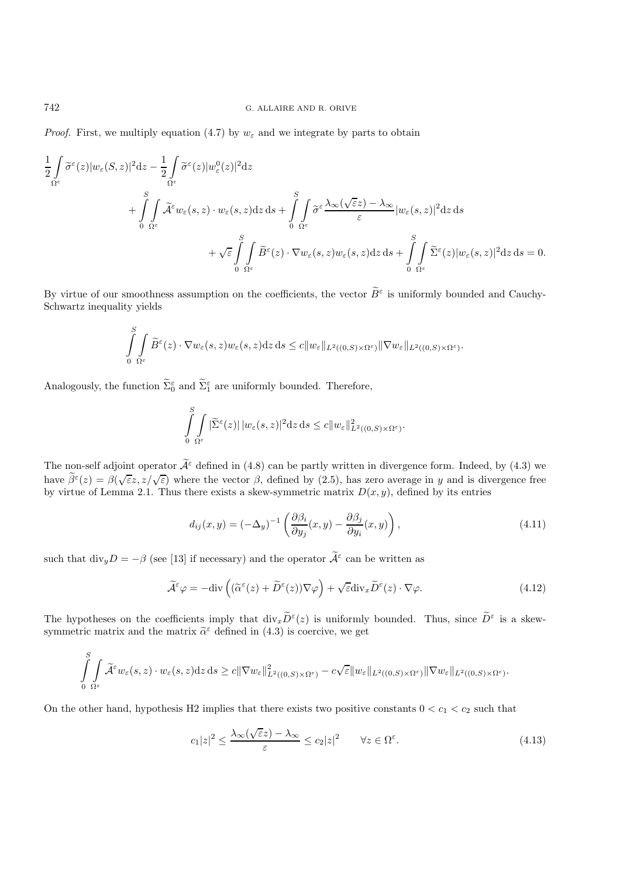*Proof.* First, we multiply equation (4.7) by $w_\varepsilon$ and we integrate by parts to obtain

$$
\frac{1}{2}\int_{\Omega^\varepsilon} \widetilde{\sigma}^\varepsilon(z)|w_\varepsilon(S,z)|^2 \mathrm{d}z - \frac{1}{2}\int_{\Omega^\varepsilon} \widetilde{\sigma}^\varepsilon(z)|w_\varepsilon^0(z)|^2 \mathrm{d}z + \int_0^S \int_{\Omega^\varepsilon} \widetilde{\mathcal{A}}^\varepsilon w_\varepsilon(s,z)\cdot w_\varepsilon(s,z)\mathrm{d}z\,\mathrm{d}s + \int_0^S \int_{\Omega^\varepsilon} \widetilde{\sigma}^\varepsilon \frac{\lambda_\infty(\sqrt{\varepsilon}z) - \lambda_\infty}{\varepsilon}|w_\varepsilon(s,z)|^2 \mathrm{d}z\,\mathrm{d}s
$$
$$
+ \sqrt{\varepsilon}\int_0^S \int_{\Omega^\varepsilon} \widetilde{B}^\varepsilon(z)\cdot \nabla w_\varepsilon(s,z) w_\varepsilon(s,z)\mathrm{d}z\,\mathrm{d}s + \int_0^S \int_{\Omega^\varepsilon} \widetilde{\Sigma}^\varepsilon(z)|w_\varepsilon(s,z)|^2 \mathrm{d}z\,\mathrm{d}s = 0.
$$

By virtue of our smoothness assumption on the coefficients, the vector $\widetilde{B}^\varepsilon$ is uniformly bounded and Cauchy-Schwartz inequality yields

$$
\int_0^S \int_{\Omega^\varepsilon} \widetilde{B}^\varepsilon(z)\cdot \nabla w_\varepsilon(s,z) w_\varepsilon(s,z)\mathrm{d}z\,\mathrm{d}s \leq c\|w_\varepsilon\|_{L^2((0,S)\times\Omega^\varepsilon)}\|\nabla w_\varepsilon\|_{L^2((0,S)\times\Omega^\varepsilon)}.
$$

Analogously, the function $\widetilde{\Sigma}_0^\varepsilon$ and $\widetilde{\Sigma}_1^\varepsilon$ are uniformly bounded. Therefore,

$$
\int_0^S \int_{\Omega^\varepsilon} |\widetilde{\Sigma}^\varepsilon(z)|\,|w_\varepsilon(s,z)|^2 \mathrm{d}z\,\mathrm{d}s \leq c\|w_\varepsilon\|^2_{L^2((0,S)\times\Omega^\varepsilon)}.
$$

The non-self adjoint operator $\widetilde{\mathcal{A}}^\varepsilon$ defined in (4.8) can be partly written in divergence form. Indeed, by (4.3) we have $\widetilde{\beta}^\varepsilon(z) = \beta(\sqrt{\varepsilon}z, z/\sqrt{\varepsilon})$ where the vector $\beta$, defined by (2.5), has zero average in $y$ and is divergence free by virtue of Lemma 2.1. Thus there exists a skew-symmetric matrix $D(x,y)$, defined by its entries

$$
d_{ij}(x,y) = (-\Delta_y)^{-1}\left(\frac{\partial \beta_i}{\partial y_j}(x,y) - \frac{\partial \beta_j}{\partial y_i}(x,y)\right), \tag{4.11}
$$

such that $\mathrm{div}_y D = -\beta$ (see [13] if necessary) and the operator $\widetilde{\mathcal{A}}^\varepsilon$ can be written as

$$
\widetilde{\mathcal{A}}^\varepsilon \varphi = -\mathrm{div}\left((\widetilde{\alpha}^\varepsilon(z) + \widetilde{D}^\varepsilon(z))\nabla\varphi\right) + \sqrt{\varepsilon}\,\mathrm{div}_x \widetilde{D}^\varepsilon(z)\cdot\nabla\varphi. \tag{4.12}
$$

The hypotheses on the coefficients imply that $\mathrm{div}_x \widetilde{D}^\varepsilon(z)$ is uniformly bounded. Thus, since $\widetilde{D}^\varepsilon$ is a skew-symmetric matrix and the matrix $\widetilde{\alpha}^\varepsilon$ defined in (4.3) is coercive, we get

$$
\int_0^S \int_{\Omega^\varepsilon} \widetilde{\mathcal{A}}^\varepsilon w_\varepsilon(s,z)\cdot w_\varepsilon(s,z)\mathrm{d}z\,\mathrm{d}s \geq c\|\nabla w_\varepsilon\|^2_{L^2((0,S)\times\Omega^\varepsilon)} - c\sqrt{\varepsilon}\|w_\varepsilon\|_{L^2((0,S)\times\Omega^\varepsilon)}\|\nabla w_\varepsilon\|_{L^2((0,S)\times\Omega^\varepsilon)}.
$$

On the other hand, hypothesis H2 implies that there exists two positive constants $0 < c_1 < c_2$ such that

$$
c_1|z|^2 \leq \frac{\lambda_\infty(\sqrt{\varepsilon}z) - \lambda_\infty}{\varepsilon} \leq c_2|z|^2 \qquad \forall z \in \Omega^\varepsilon. \tag{4.13}
$$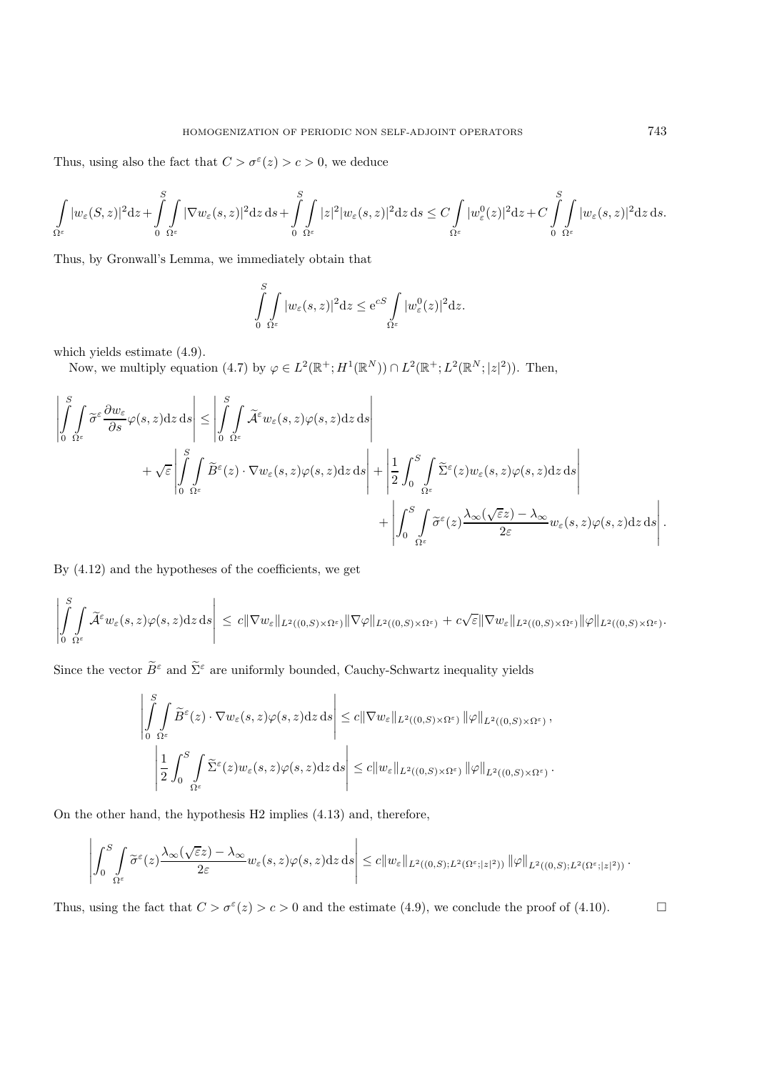Thus, using also the fact that $C > \sigma^\varepsilon(z) > c > 0$, we deduce

$$\int_{\Omega^\varepsilon} |w_\varepsilon(S,z)|^2 \mathrm{d}z + \int_0^S \int_{\Omega^\varepsilon} |\nabla w_\varepsilon(s,z)|^2 \mathrm{d}z\, \mathrm{d}s + \int_0^S \int_{\Omega^\varepsilon} |z|^2 |w_\varepsilon(s,z)|^2 \mathrm{d}z\, \mathrm{d}s \leq C \int_{\Omega^\varepsilon} |w_\varepsilon^0(z)|^2 \mathrm{d}z + C \int_0^S \int_{\Omega^\varepsilon} |w_\varepsilon(s,z)|^2 \mathrm{d}z\, \mathrm{d}s.$$

Thus, by Gronwall's Lemma, we immediately obtain that

$$\int_0^S \int_{\Omega^\varepsilon} |w_\varepsilon(s,z)|^2 \mathrm{d}z \leq \mathrm{e}^{cS} \int_{\Omega^\varepsilon} |w_\varepsilon^0(z)|^2 \mathrm{d}z.$$

which yields estimate (4.9).

Now, we multiply equation (4.7) by $\varphi \in L^2(\mathbb{R}^+; H^1(\mathbb{R}^N)) \cap L^2(\mathbb{R}^+; L^2(\mathbb{R}^N; |z|^2))$. Then,

$$\begin{aligned}
\left| \int_0^S \int_{\Omega^\varepsilon} \widetilde{\sigma}^\varepsilon \frac{\partial w_\varepsilon}{\partial s} \varphi(s,z) \mathrm{d}z\, \mathrm{d}s \right| \leq & \left| \int_0^S \int_{\Omega^\varepsilon} \widetilde{\mathcal{A}}^\varepsilon w_\varepsilon(s,z) \varphi(s,z) \mathrm{d}z\, \mathrm{d}s \right| \\
& + \sqrt{\varepsilon} \left| \int_0^S \int_{\Omega^\varepsilon} \widetilde{B}^\varepsilon(z) \cdot \nabla w_\varepsilon(s,z) \varphi(s,z) \mathrm{d}z\, \mathrm{d}s \right| + \left| \frac{1}{2} \int_0^S \int_{\Omega^\varepsilon} \widetilde{\Sigma}^\varepsilon(z) w_\varepsilon(s,z) \varphi(s,z) \mathrm{d}z\, \mathrm{d}s \right| \\
& + \left| \int_0^S \int_{\Omega^\varepsilon} \widetilde{\sigma}^\varepsilon(z) \frac{\lambda_\infty(\sqrt{\varepsilon} z) - \lambda_\infty}{2\varepsilon} w_\varepsilon(s,z) \varphi(s,z) \mathrm{d}z\, \mathrm{d}s \right|.
\end{aligned}$$

By (4.12) and the hypotheses of the coefficients, we get

$$\left| \int_0^S \int_{\Omega^\varepsilon} \widetilde{\mathcal{A}}^\varepsilon w_\varepsilon(s,z) \varphi(s,z) \mathrm{d}z\, \mathrm{d}s \right| \leq c \|\nabla w_\varepsilon\|_{L^2((0,S)\times\Omega^\varepsilon)} \|\nabla \varphi\|_{L^2((0,S)\times\Omega^\varepsilon)} + c\sqrt{\varepsilon} \|\nabla w_\varepsilon\|_{L^2((0,S)\times\Omega^\varepsilon)} \|\varphi\|_{L^2((0,S)\times\Omega^\varepsilon)}.$$

Since the vector $\widetilde{B}^\varepsilon$ and $\widetilde{\Sigma}^\varepsilon$ are uniformly bounded, Cauchy-Schwartz inequality yields

$$\left| \int_0^S \int_{\Omega^\varepsilon} \widetilde{B}^\varepsilon(z) \cdot \nabla w_\varepsilon(s,z) \varphi(s,z) \mathrm{d}z\, \mathrm{d}s \right| \leq c \|\nabla w_\varepsilon\|_{L^2((0,S)\times\Omega^\varepsilon)} \|\varphi\|_{L^2((0,S)\times\Omega^\varepsilon)},$$

$$\left| \frac{1}{2} \int_0^S \int_{\Omega^\varepsilon} \widetilde{\Sigma}^\varepsilon(z) w_\varepsilon(s,z) \varphi(s,z) \mathrm{d}z\, \mathrm{d}s \right| \leq c \|w_\varepsilon\|_{L^2((0,S)\times\Omega^\varepsilon)} \|\varphi\|_{L^2((0,S)\times\Omega^\varepsilon)}.$$

On the other hand, the hypothesis H2 implies (4.13) and, therefore,

$$\left| \int_0^S \int_{\Omega^\varepsilon} \widetilde{\sigma}^\varepsilon(z) \frac{\lambda_\infty(\sqrt{\varepsilon} z) - \lambda_\infty}{2\varepsilon} w_\varepsilon(s,z) \varphi(s,z) \mathrm{d}z\, \mathrm{d}s \right| \leq c \|w_\varepsilon\|_{L^2((0,S);L^2(\Omega^\varepsilon;|z|^2))} \|\varphi\|_{L^2((0,S);L^2(\Omega^\varepsilon;|z|^2))}.$$

Thus, using the fact that $C > \sigma^\varepsilon(z) > c > 0$ and the estimate (4.9), we conclude the proof of (4.10). $\square$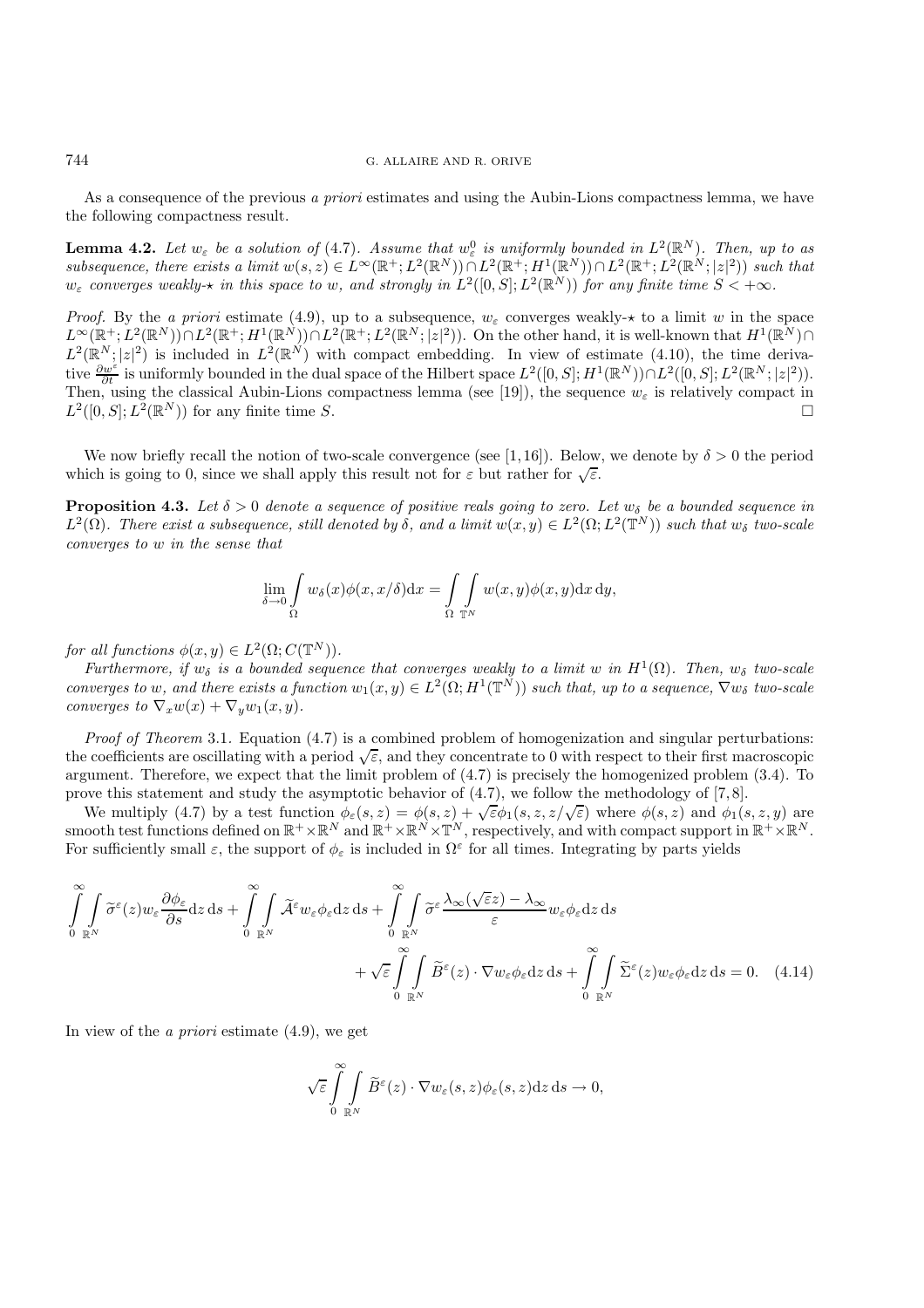As a consequence of the previous *a priori* estimates and using the Aubin-Lions compactness lemma, we have the following compactness result.

**Lemma 4.2.** *Let $w_\varepsilon$ be a solution of* (4.7)*. Assume that $w^0_\varepsilon$ is uniformly bounded in $L^2(\mathbb{R}^N)$. Then, up to as subsequence, there exists a limit $w(s,z) \in L^\infty(\mathbb{R}^+; L^2(\mathbb{R}^N)) \cap L^2(\mathbb{R}^+; H^1(\mathbb{R}^N)) \cap L^2(\mathbb{R}^+; L^2(\mathbb{R}^N; |z|^2))$ such that $w_\varepsilon$ converges weakly-$\star$ in this space to $w$, and strongly in $L^2([0,S]; L^2(\mathbb{R}^N))$ for any finite time $S < +\infty$.*

*Proof.* By the *a priori* estimate (4.9), up to a subsequence, $w_\varepsilon$ converges weakly-$\star$ to a limit $w$ in the space $L^\infty(\mathbb{R}^+; L^2(\mathbb{R}^N)) \cap L^2(\mathbb{R}^+; H^1(\mathbb{R}^N)) \cap L^2(\mathbb{R}^+; L^2(\mathbb{R}^N; |z|^2))$. On the other hand, it is well-known that $H^1(\mathbb{R}^N) \cap L^2(\mathbb{R}^N; |z|^2)$ is included in $L^2(\mathbb{R}^N)$ with compact embedding. In view of estimate (4.10), the time derivative $\frac{\partial w^\varepsilon}{\partial t}$ is uniformly bounded in the dual space of the Hilbert space $L^2([0,S]; H^1(\mathbb{R}^N)) \cap L^2([0,S]; L^2(\mathbb{R}^N; |z|^2))$. Then, using the classical Aubin-Lions compactness lemma (see [19]), the sequence $w_\varepsilon$ is relatively compact in $L^2([0,S]; L^2(\mathbb{R}^N))$ for any finite time $S$. $\square$

We now briefly recall the notion of two-scale convergence (see [1,16]). Below, we denote by $\delta > 0$ the period which is going to 0, since we shall apply this result not for $\varepsilon$ but rather for $\sqrt{\varepsilon}$.

**Proposition 4.3.** *Let $\delta > 0$ denote a sequence of positive reals going to zero. Let $w_\delta$ be a bounded sequence in $L^2(\Omega)$. There exist a subsequence, still denoted by $\delta$, and a limit $w(x,y) \in L^2(\Omega; L^2(\mathbb{T}^N))$ such that $w_\delta$ two-scale converges to $w$ in the sense that*

$$\lim_{\delta \to 0} \int_\Omega w_\delta(x) \phi(x, x/\delta) \mathrm{d}x = \int_\Omega \int_{\mathbb{T}^N} w(x,y) \phi(x,y) \mathrm{d}x\, \mathrm{d}y,$$

*for all functions $\phi(x,y) \in L^2(\Omega; C(\mathbb{T}^N))$.*

*Furthermore, if $w_\delta$ is a bounded sequence that converges weakly to a limit $w$ in $H^1(\Omega)$. Then, $w_\delta$ two-scale converges to $w$, and there exists a function $w_1(x,y) \in L^2(\Omega; H^1(\mathbb{T}^N))$ such that, up to a sequence, $\nabla w_\delta$ two-scale converges to $\nabla_x w(x) + \nabla_y w_1(x,y)$.*

*Proof of Theorem* 3.1. Equation (4.7) is a combined problem of homogenization and singular perturbations: the coefficients are oscillating with a period $\sqrt{\varepsilon}$, and they concentrate to 0 with respect to their first macroscopic argument. Therefore, we expect that the limit problem of (4.7) is precisely the homogenized problem (3.4). To prove this statement and study the asymptotic behavior of (4.7), we follow the methodology of [7,8].

We multiply (4.7) by a test function $\phi_\varepsilon(s,z) = \phi(s,z) + \sqrt{\varepsilon}\phi_1(s,z,z/\sqrt{\varepsilon})$ where $\phi(s,z)$ and $\phi_1(s,z,y)$ are smooth test functions defined on $\mathbb{R}^+ \times \mathbb{R}^N$ and $\mathbb{R}^+ \times \mathbb{R}^N \times \mathbb{T}^N$, respectively, and with compact support in $\mathbb{R}^+ \times \mathbb{R}^N$. For sufficiently small $\varepsilon$, the support of $\phi_\varepsilon$ is included in $\Omega^\varepsilon$ for all times. Integrating by parts yields

$$\int_0^\infty \int_{\mathbb{R}^N} \widetilde{\sigma}^\varepsilon(z) w_\varepsilon \frac{\partial \phi_\varepsilon}{\partial s} \mathrm{d}z\, \mathrm{d}s + \int_0^\infty \int_{\mathbb{R}^N} \widetilde{\mathcal{A}}^\varepsilon w_\varepsilon \phi_\varepsilon \mathrm{d}z\, \mathrm{d}s + \int_0^\infty \int_{\mathbb{R}^N} \widetilde{\sigma}^\varepsilon \frac{\lambda_\infty(\sqrt{\varepsilon}z) - \lambda_\infty}{\varepsilon} w_\varepsilon \phi_\varepsilon \mathrm{d}z\, \mathrm{d}s$$
$$+ \sqrt{\varepsilon} \int_0^\infty \int_{\mathbb{R}^N} \widetilde{B}^\varepsilon(z) \cdot \nabla w_\varepsilon \phi_\varepsilon \mathrm{d}z\, \mathrm{d}s + \int_0^\infty \int_{\mathbb{R}^N} \widetilde{\Sigma}^\varepsilon(z) w_\varepsilon \phi_\varepsilon \mathrm{d}z\, \mathrm{d}s = 0. \quad (4.14)$$

In view of the *a priori* estimate (4.9), we get

$$\sqrt{\varepsilon} \int_0^\infty \int_{\mathbb{R}^N} \widetilde{B}^\varepsilon(z) \cdot \nabla w_\varepsilon(s,z) \phi_\varepsilon(s,z) \mathrm{d}z\, \mathrm{d}s \to 0,$$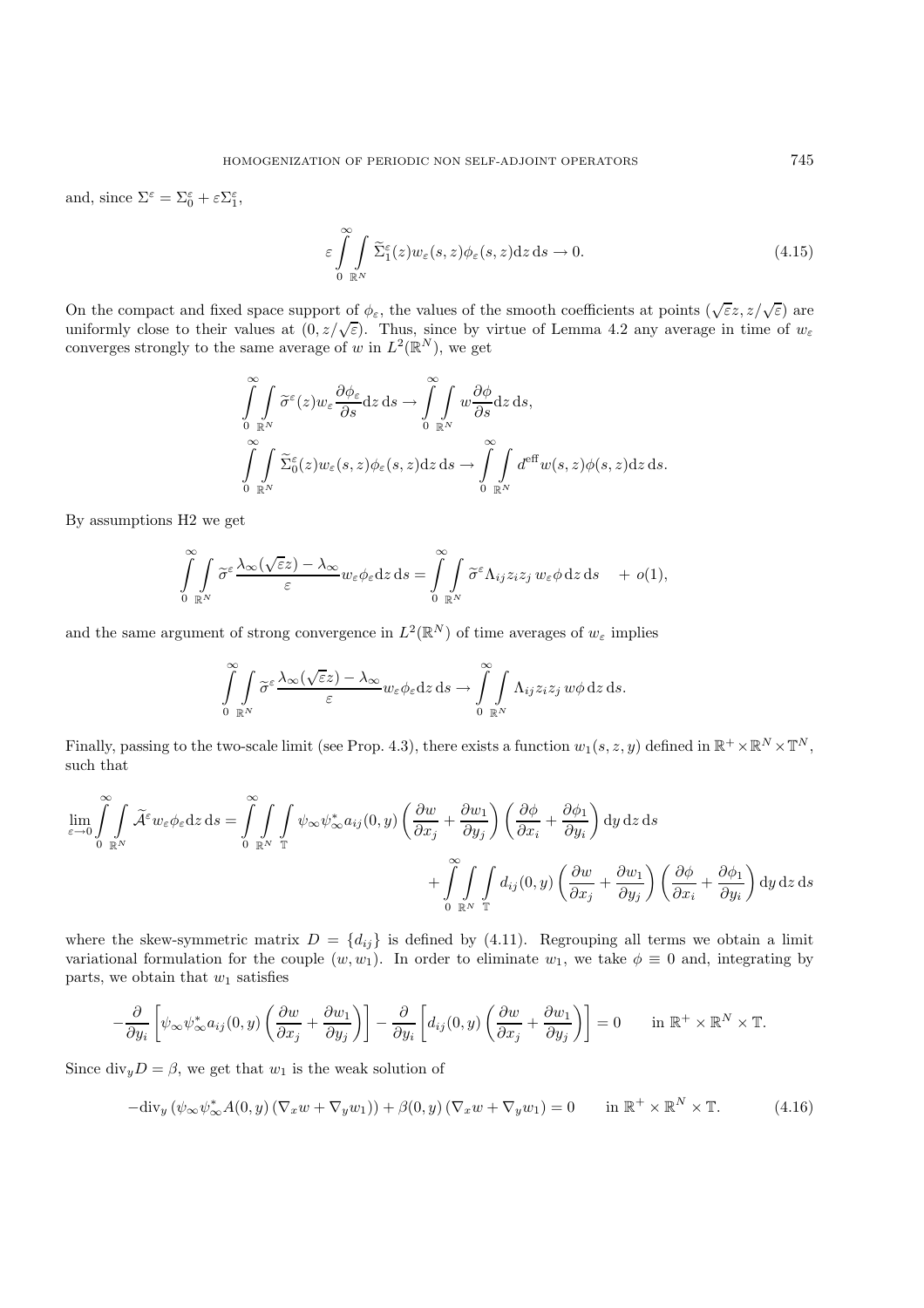and, since $\Sigma^\varepsilon = \Sigma_0^\varepsilon + \varepsilon \Sigma_1^\varepsilon$,

$$\varepsilon \int_0^\infty \int_{\mathbb{R}^N} \widetilde{\Sigma}_1^\varepsilon(z) w_\varepsilon(s,z) \phi_\varepsilon(s,z) \mathrm{d}z \, \mathrm{d}s \to 0. \tag{4.15}$$

On the compact and fixed space support of $\phi_\varepsilon$, the values of the smooth coefficients at points $(\sqrt{\varepsilon}z, z/\sqrt{\varepsilon})$ are uniformly close to their values at $(0, z/\sqrt{\varepsilon})$. Thus, since by virtue of Lemma 4.2 any average in time of $w_\varepsilon$ converges strongly to the same average of $w$ in $L^2(\mathbb{R}^N)$, we get

$$\int_0^\infty \int_{\mathbb{R}^N} \widetilde{\sigma}^\varepsilon(z) w_\varepsilon \frac{\partial \phi_\varepsilon}{\partial s} \mathrm{d}z \, \mathrm{d}s \to \int_0^\infty \int_{\mathbb{R}^N} w \frac{\partial \phi}{\partial s} \mathrm{d}z \, \mathrm{d}s,$$

$$\int_0^\infty \int_{\mathbb{R}^N} \widetilde{\Sigma}_0^\varepsilon(z) w_\varepsilon(s,z) \phi_\varepsilon(s,z) \mathrm{d}z \, \mathrm{d}s \to \int_0^\infty \int_{\mathbb{R}^N} d^{\mathrm{eff}} w(s,z) \phi(s,z) \mathrm{d}z \, \mathrm{d}s.$$

By assumptions H2 we get

$$\int_0^\infty \int_{\mathbb{R}^N} \widetilde{\sigma}^\varepsilon \frac{\lambda_\infty(\sqrt{\varepsilon}z) - \lambda_\infty}{\varepsilon} w_\varepsilon \phi_\varepsilon \mathrm{d}z \, \mathrm{d}s = \int_0^\infty \int_{\mathbb{R}^N} \widetilde{\sigma}^\varepsilon \Lambda_{ij} z_i z_j \, w_\varepsilon \phi \, \mathrm{d}z \, \mathrm{d}s \quad + o(1),$$

and the same argument of strong convergence in $L^2(\mathbb{R}^N)$ of time averages of $w_\varepsilon$ implies

$$\int_0^\infty \int_{\mathbb{R}^N} \widetilde{\sigma}^\varepsilon \frac{\lambda_\infty(\sqrt{\varepsilon}z) - \lambda_\infty}{\varepsilon} w_\varepsilon \phi_\varepsilon \mathrm{d}z \, \mathrm{d}s \to \int_0^\infty \int_{\mathbb{R}^N} \Lambda_{ij} z_i z_j \, w \phi \, \mathrm{d}z \, \mathrm{d}s.$$

Finally, passing to the two-scale limit (see Prop. 4.3), there exists a function $w_1(s,z,y)$ defined in $\mathbb{R}^+ \times \mathbb{R}^N \times \mathbb{T}^N$, such that

$$\lim_{\varepsilon \to 0} \int_0^\infty \int_{\mathbb{R}^N} \widetilde{\mathcal{A}}^\varepsilon w_\varepsilon \phi_\varepsilon \mathrm{d}z \, \mathrm{d}s = \int_0^\infty \int_{\mathbb{R}^N} \int_{\mathbb{T}} \psi_\infty \psi_\infty^* a_{ij}(0,y) \left( \frac{\partial w}{\partial x_j} + \frac{\partial w_1}{\partial y_j} \right) \left( \frac{\partial \phi}{\partial x_i} + \frac{\partial \phi_1}{\partial y_i} \right) \mathrm{d}y \, \mathrm{d}z \, \mathrm{d}s$$
$$+ \int_0^\infty \int_{\mathbb{R}^N} \int_{\mathbb{T}} d_{ij}(0,y) \left( \frac{\partial w}{\partial x_j} + \frac{\partial w_1}{\partial y_j} \right) \left( \frac{\partial \phi}{\partial x_i} + \frac{\partial \phi_1}{\partial y_i} \right) \mathrm{d}y \, \mathrm{d}z \, \mathrm{d}s$$

where the skew-symmetric matrix $D = \{d_{ij}\}$ is defined by (4.11). Regrouping all terms we obtain a limit variational formulation for the couple $(w, w_1)$. In order to eliminate $w_1$, we take $\phi \equiv 0$ and, integrating by parts, we obtain that $w_1$ satisfies

$$-\frac{\partial}{\partial y_i} \left[ \psi_\infty \psi_\infty^* a_{ij}(0,y) \left( \frac{\partial w}{\partial x_j} + \frac{\partial w_1}{\partial y_j} \right) \right] - \frac{\partial}{\partial y_i} \left[ d_{ij}(0,y) \left( \frac{\partial w}{\partial x_j} + \frac{\partial w_1}{\partial y_j} \right) \right] = 0 \qquad \text{in } \mathbb{R}^+ \times \mathbb{R}^N \times \mathbb{T}.$$

Since $\mathrm{div}_y D = \beta$, we get that $w_1$ is the weak solution of

$$-\mathrm{div}_y \left( \psi_\infty \psi_\infty^* A(0,y) \left( \nabla_x w + \nabla_y w_1 \right) \right) + \beta(0,y) \left( \nabla_x w + \nabla_y w_1 \right) = 0 \qquad \text{in } \mathbb{R}^+ \times \mathbb{R}^N \times \mathbb{T}. \tag{4.16}$$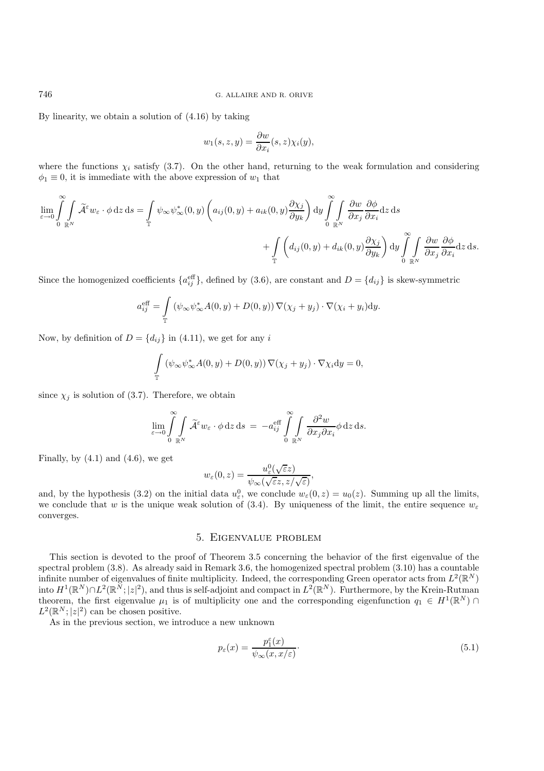By linearity, we obtain a solution of (4.16) by taking

$$w_1(s,z,y) = \frac{\partial w}{\partial x_i}(s,z)\chi_i(y),$$

where the functions $\chi_i$ satisfy (3.7). On the other hand, returning to the weak formulation and considering $\phi_1 \equiv 0$, it is immediate with the above expression of $w_1$ that

$$\lim_{\varepsilon\to 0}\int_0^\infty\int_{\mathbb{R}^N} \widetilde{\mathcal{A}}^\varepsilon w_\varepsilon \cdot \phi \,\mathrm{d}z\,\mathrm{d}s = \int_{\mathbb{T}} \psi_\infty\psi_\infty^*(0,y)\left(a_{ij}(0,y) + a_{ik}(0,y)\frac{\partial \chi_j}{\partial y_k}\right)\mathrm{d}y \int_0^\infty\int_{\mathbb{R}^N} \frac{\partial w}{\partial x_j}\frac{\partial \phi}{\partial x_i}\mathrm{d}z\,\mathrm{d}s$$
$$+ \int_{\mathbb{T}}\left(d_{ij}(0,y) + d_{ik}(0,y)\frac{\partial \chi_j}{\partial y_k}\right)\mathrm{d}y \int_0^\infty\int_{\mathbb{R}^N} \frac{\partial w}{\partial x_j}\frac{\partial \phi}{\partial x_i}\mathrm{d}z\,\mathrm{d}s.$$

Since the homogenized coefficients $\{a_{ij}^{\text{eff}}\}$, defined by (3.6), are constant and $D = \{d_{ij}\}$ is skew-symmetric

$$a_{ij}^{\text{eff}} = \int_{\mathbb{T}} \left(\psi_\infty\psi_\infty^* A(0,y) + D(0,y)\right)\nabla(\chi_j + y_j)\cdot\nabla(\chi_i + y_i)\mathrm{d}y.$$

Now, by definition of $D = \{d_{ij}\}$ in (4.11), we get for any $i$

$$\int_{\mathbb{T}} \left(\psi_\infty\psi_\infty^* A(0,y) + D(0,y)\right)\nabla(\chi_j + y_j)\cdot\nabla\chi_i\mathrm{d}y = 0,$$

since $\chi_j$ is solution of (3.7). Therefore, we obtain

$$\lim_{\varepsilon\to 0}\int_0^\infty\int_{\mathbb{R}^N} \widetilde{\mathcal{A}}^\varepsilon w_\varepsilon \cdot \phi \,\mathrm{d}z\,\mathrm{d}s \;=\; -a_{ij}^{\text{eff}}\int_0^\infty\int_{\mathbb{R}^N} \frac{\partial^2 w}{\partial x_j \partial x_i}\phi\,\mathrm{d}z\,\mathrm{d}s.$$

Finally, by (4.1) and (4.6), we get

$$w_\varepsilon(0,z) = \frac{u_\varepsilon^0(\sqrt{\varepsilon}z)}{\psi_\infty(\sqrt{\varepsilon}z, z/\sqrt{\varepsilon})},$$

and, by the hypothesis (3.2) on the initial data $u_\varepsilon^0$, we conclude $w_\varepsilon(0,z) = u_0(z)$. Summing up all the limits, we conclude that $w$ is the unique weak solution of (3.4). By uniqueness of the limit, the entire sequence $w_\varepsilon$ converges.

## 5. Eigenvalue problem

This section is devoted to the proof of Theorem 3.5 concerning the behavior of the first eigenvalue of the spectral problem (3.8). As already said in Remark 3.6, the homogenized spectral problem (3.10) has a countable infinite number of eigenvalues of finite multiplicity. Indeed, the corresponding Green operator acts from $L^2(\mathbb{R}^N)$ into $H^1(\mathbb{R}^N)\cap L^2(\mathbb{R}^N;|z|^2)$, and thus is self-adjoint and compact in $L^2(\mathbb{R}^N)$. Furthermore, by the Krein-Rutman theorem, the first eigenvalue $\mu_1$ is of multiplicity one and the corresponding eigenfunction $q_1 \in H^1(\mathbb{R}^N)\cap L^2(\mathbb{R}^N;|z|^2)$ can be chosen positive.

As in the previous section, we introduce a new unknown

$$p_\varepsilon(x) = \frac{p_1^\varepsilon(x)}{\psi_\infty(x, x/\varepsilon)}\cdot \tag{5.1}$$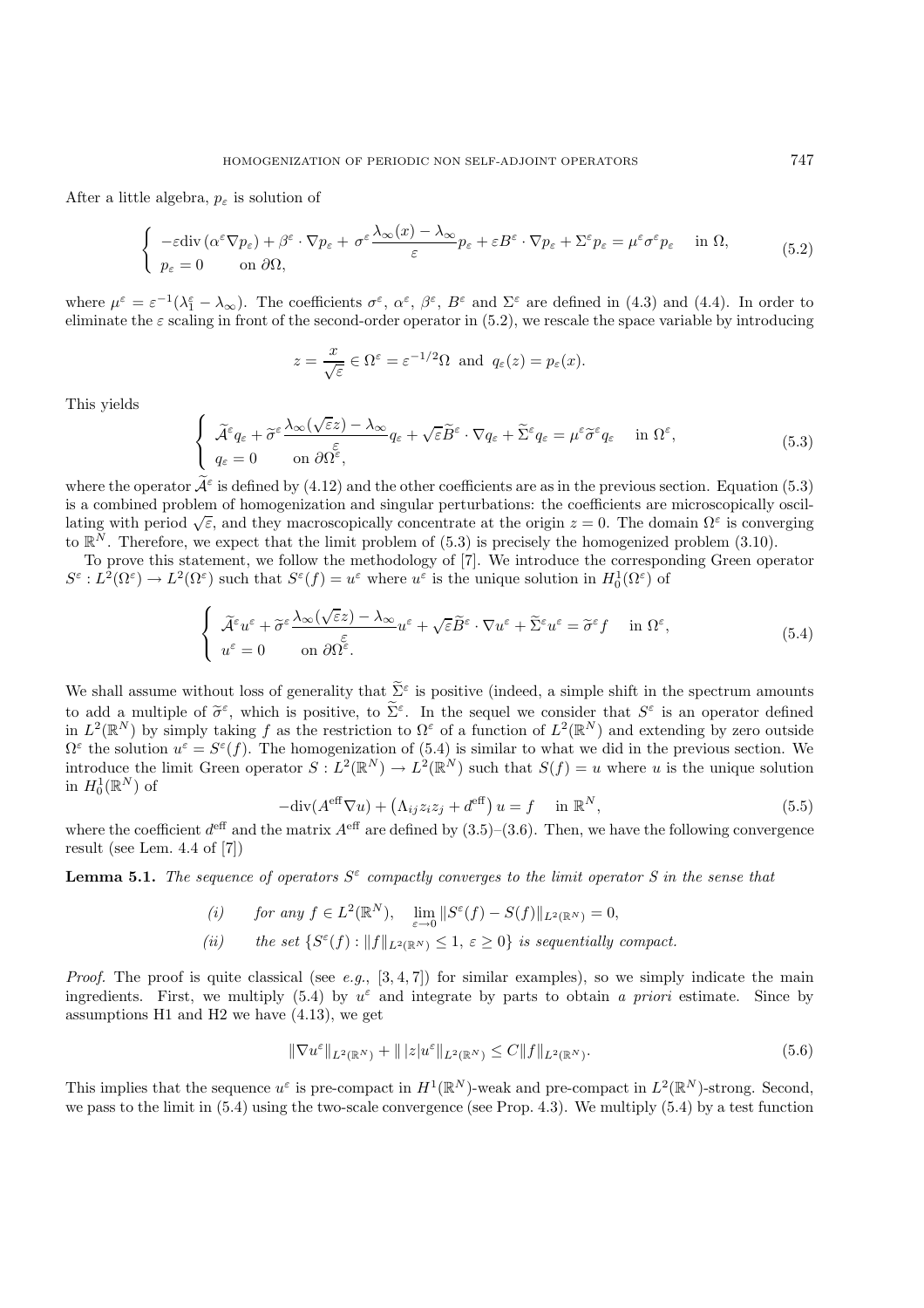After a little algebra, $p_\varepsilon$ is solution of

$$
\left\{
\begin{array}{l}
-\varepsilon \mathrm{div}\left(\alpha^\varepsilon \nabla p_\varepsilon\right) + \beta^\varepsilon \cdot \nabla p_\varepsilon + \sigma^\varepsilon \dfrac{\lambda_\infty(x) - \lambda_\infty}{\varepsilon} p_\varepsilon + \varepsilon B^\varepsilon \cdot \nabla p_\varepsilon + \Sigma^\varepsilon p_\varepsilon = \mu^\varepsilon \sigma^\varepsilon p_\varepsilon \quad \text{in } \Omega, \\
p_\varepsilon = 0 \qquad \text{on } \partial\Omega,
\end{array}
\right.
\tag{5.2}
$$

where $\mu^\varepsilon = \varepsilon^{-1}(\lambda_1^\varepsilon - \lambda_\infty)$. The coefficients $\sigma^\varepsilon$, $\alpha^\varepsilon$, $\beta^\varepsilon$, $B^\varepsilon$ and $\Sigma^\varepsilon$ are defined in (4.3) and (4.4). In order to eliminate the $\varepsilon$ scaling in front of the second-order operator in (5.2), we rescale the space variable by introducing

$$
z = \frac{x}{\sqrt{\varepsilon}} \in \Omega^\varepsilon = \varepsilon^{-1/2}\Omega \ \text{ and } \ q_\varepsilon(z) = p_\varepsilon(x).
$$

This yields

$$
\left\{
\begin{array}{l}
\widetilde{\mathcal{A}}^\varepsilon q_\varepsilon + \widetilde{\sigma}^\varepsilon \dfrac{\lambda_\infty(\sqrt{\varepsilon} z) - \lambda_\infty}{\varepsilon} q_\varepsilon + \sqrt{\varepsilon} \widetilde{B}^\varepsilon \cdot \nabla q_\varepsilon + \widetilde{\Sigma}^\varepsilon q_\varepsilon = \mu^\varepsilon \widetilde{\sigma}^\varepsilon q_\varepsilon \quad \text{in } \Omega^\varepsilon, \\
q_\varepsilon = 0 \qquad \text{on } \partial\Omega^\varepsilon,
\end{array}
\right.
\tag{5.3}
$$

where the operator $\widetilde{\mathcal{A}}^\varepsilon$ is defined by (4.12) and the other coefficients are as in the previous section. Equation (5.3) is a combined problem of homogenization and singular perturbations: the coefficients are microscopically oscillating with period $\sqrt{\varepsilon}$, and they macroscopically concentrate at the origin $z = 0$. The domain $\Omega^\varepsilon$ is converging to $\mathbb{R}^N$. Therefore, we expect that the limit problem of (5.3) is precisely the homogenized problem (3.10).

To prove this statement, we follow the methodology of [7]. We introduce the corresponding Green operator $S^\varepsilon : L^2(\Omega^\varepsilon) \to L^2(\Omega^\varepsilon)$ such that $S^\varepsilon(f) = u^\varepsilon$ where $u^\varepsilon$ is the unique solution in $H^1_0(\Omega^\varepsilon)$ of

$$
\left\{
\begin{array}{l}
\widetilde{\mathcal{A}}^\varepsilon u^\varepsilon + \widetilde{\sigma}^\varepsilon \dfrac{\lambda_\infty(\sqrt{\varepsilon} z) - \lambda_\infty}{\varepsilon} u^\varepsilon + \sqrt{\varepsilon} \widetilde{B}^\varepsilon \cdot \nabla u^\varepsilon + \widetilde{\Sigma}^\varepsilon u^\varepsilon = \widetilde{\sigma}^\varepsilon f \quad \text{in } \Omega^\varepsilon, \\
u^\varepsilon = 0 \qquad \text{on } \partial\Omega^\varepsilon.
\end{array}
\right.
\tag{5.4}
$$

We shall assume without loss of generality that $\widetilde{\Sigma}^\varepsilon$ is positive (indeed, a simple shift in the spectrum amounts to add a multiple of $\widetilde{\sigma}^\varepsilon$, which is positive, to $\widetilde{\Sigma}^\varepsilon$. In the sequel we consider that $S^\varepsilon$ is an operator defined in $L^2(\mathbb{R}^N)$ by simply taking $f$ as the restriction to $\Omega^\varepsilon$ of a function of $L^2(\mathbb{R}^N)$ and extending by zero outside $\Omega^\varepsilon$ the solution $u^\varepsilon = S^\varepsilon(f)$. The homogenization of (5.4) is similar to what we did in the previous section. We introduce the limit Green operator $S : L^2(\mathbb{R}^N) \to L^2(\mathbb{R}^N)$ such that $S(f) = u$ where $u$ is the unique solution in $H^1_0(\mathbb{R}^N)$ of

$$
-\mathrm{div}(A^{\text{eff}} \nabla u) + \left(\Lambda_{ij} z_i z_j + d^{\text{eff}}\right) u = f \quad \text{in } \mathbb{R}^N,
\tag{5.5}
$$

where the coefficient $d^{\text{eff}}$ and the matrix $A^{\text{eff}}$ are defined by (3.5)–(3.6). Then, we have the following convergence result (see Lem. 4.4 of [7])

**Lemma 5.1.** *The sequence of operators $S^\varepsilon$ compactly converges to the limit operator $S$ in the sense that*

*(i) for any $f \in L^2(\mathbb{R}^N)$, $\lim_{\varepsilon \to 0} \|S^\varepsilon(f) - S(f)\|_{L^2(\mathbb{R}^N)} = 0$,*

*(ii) the set $\{S^\varepsilon(f) : \|f\|_{L^2(\mathbb{R}^N)} \le 1,\ \varepsilon \ge 0\}$ is sequentially compact.*

*Proof.* The proof is quite classical (see *e.g.*, [3, 4, 7]) for similar examples), so we simply indicate the main ingredients. First, we multiply (5.4) by $u^\varepsilon$ and integrate by parts to obtain *a priori* estimate. Since by assumptions H1 and H2 we have (4.13), we get

$$
\|\nabla u^\varepsilon\|_{L^2(\mathbb{R}^N)} + \|\,|z| u^\varepsilon\|_{L^2(\mathbb{R}^N)} \le C \|f\|_{L^2(\mathbb{R}^N)}.
\tag{5.6}
$$

This implies that the sequence $u^\varepsilon$ is pre-compact in $H^1(\mathbb{R}^N)$-weak and pre-compact in $L^2(\mathbb{R}^N)$-strong. Second, we pass to the limit in (5.4) using the two-scale convergence (see Prop. 4.3). We multiply (5.4) by a test function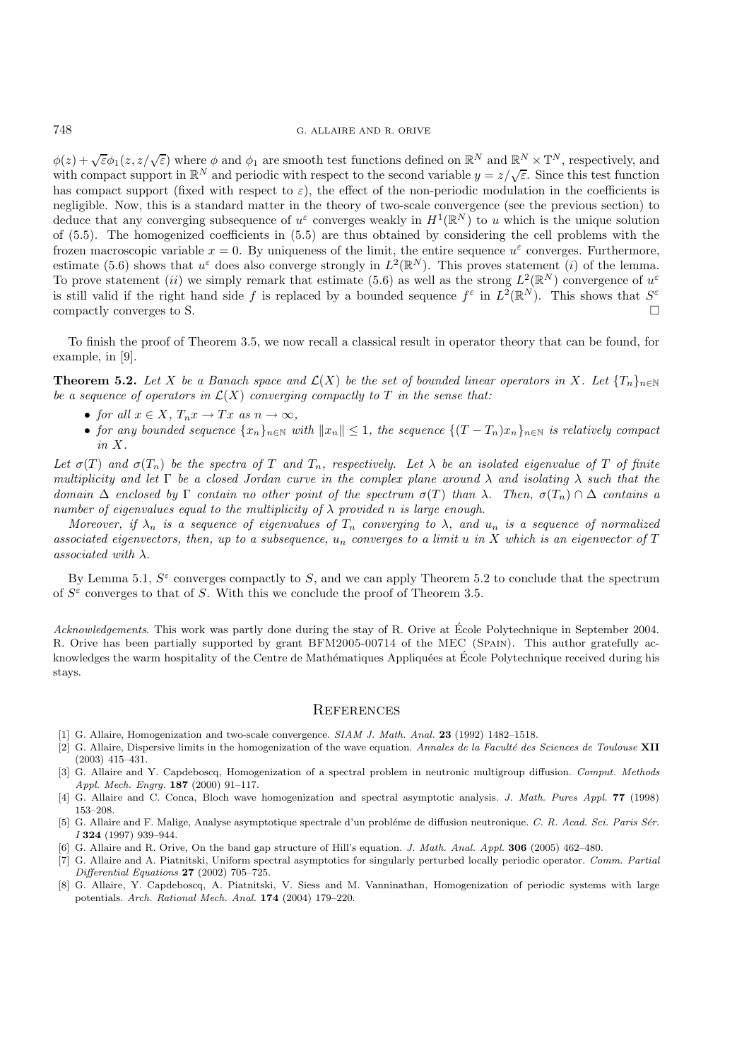$\phi(z) + \sqrt{\varepsilon}\phi_1(z, z/\sqrt{\varepsilon})$ where $\phi$ and $\phi_1$ are smooth test functions defined on $\mathbb{R}^N$ and $\mathbb{R}^N \times \mathbb{T}^N$, respectively, and with compact support in $\mathbb{R}^N$ and periodic with respect to the second variable $y = z/\sqrt{\varepsilon}$. Since this test function has compact support (fixed with respect to $\varepsilon$), the effect of the non-periodic modulation in the coefficients is negligible. Now, this is a standard matter in the theory of two-scale convergence (see the previous section) to deduce that any converging subsequence of $u^\varepsilon$ converges weakly in $H^1(\mathbb{R}^N)$ to $u$ which is the unique solution of (5.5). The homogenized coefficients in (5.5) are thus obtained by considering the cell problems with the frozen macroscopic variable $x = 0$. By uniqueness of the limit, the entire sequence $u^\varepsilon$ converges. Furthermore, estimate (5.6) shows that $u^\varepsilon$ does also converge strongly in $L^2(\mathbb{R}^N)$. This proves statement $(i)$ of the lemma. To prove statement $(ii)$ we simply remark that estimate (5.6) as well as the strong $L^2(\mathbb{R}^N)$ convergence of $u^\varepsilon$ is still valid if the right hand side $f$ is replaced by a bounded sequence $f^\varepsilon$ in $L^2(\mathbb{R}^N)$. This shows that $S^\varepsilon$ compactly converges to S. □

To finish the proof of Theorem 3.5, we now recall a classical result in operator theory that can be found, for example, in [9].

**Theorem 5.2.** *Let $X$ be a Banach space and $\mathcal{L}(X)$ be the set of bounded linear operators in $X$. Let $\{T_n\}_{n\in\mathbb{N}}$ be a sequence of operators in $\mathcal{L}(X)$ converging compactly to $T$ in the sense that:*

- *for all $x \in X$, $T_n x \to Tx$ as $n \to \infty$,*
- *for any bounded sequence $\{x_n\}_{n\in\mathbb{N}}$ with $\|x_n\| \leq 1$, the sequence $\{(T - T_n)x_n\}_{n\in\mathbb{N}}$ is relatively compact in $X$.*

*Let $\sigma(T)$ and $\sigma(T_n)$ be the spectra of $T$ and $T_n$, respectively. Let $\lambda$ be an isolated eigenvalue of $T$ of finite multiplicity and let $\Gamma$ be a closed Jordan curve in the complex plane around $\lambda$ and isolating $\lambda$ such that the domain $\Delta$ enclosed by $\Gamma$ contain no other point of the spectrum $\sigma(T)$ than $\lambda$. Then, $\sigma(T_n) \cap \Delta$ contains a number of eigenvalues equal to the multiplicity of $\lambda$ provided $n$ is large enough.*

*Moreover, if $\lambda_n$ is a sequence of eigenvalues of $T_n$ converging to $\lambda$, and $u_n$ is a sequence of normalized associated eigenvectors, then, up to a subsequence, $u_n$ converges to a limit $u$ in $X$ which is an eigenvector of $T$ associated with $\lambda$.*

By Lemma 5.1, $S^\varepsilon$ converges compactly to $S$, and we can apply Theorem 5.2 to conclude that the spectrum of $S^\varepsilon$ converges to that of $S$. With this we conclude the proof of Theorem 3.5.

*Acknowledgements*. This work was partly done during the stay of R. Orive at École Polytechnique in September 2004. R. Orive has been partially supported by grant BFM2005-00714 of the MEC (Spain). This author gratefully acknowledges the warm hospitality of the Centre de Mathématiques Appliquées at École Polytechnique received during his stays.

## References

[1] G. Allaire, Homogenization and two-scale convergence. *SIAM J. Math. Anal.* **23** (1992) 1482–1518.

[2] G. Allaire, Dispersive limits in the homogenization of the wave equation. *Annales de la Faculté des Sciences de Toulouse* **XII** (2003) 415–431.

[3] G. Allaire and Y. Capdeboscq, Homogenization of a spectral problem in neutronic multigroup diffusion. *Comput. Methods Appl. Mech. Engrg.* **187** (2000) 91–117.

[4] G. Allaire and C. Conca, Bloch wave homogenization and spectral asymptotic analysis. *J. Math. Pures Appl.* **77** (1998) 153–208.

[5] G. Allaire and F. Malige, Analyse asymptotique spectrale d'un probléme de diffusion neutronique. *C. R. Acad. Sci. Paris Sér. I* **324** (1997) 939–944.

[6] G. Allaire and R. Orive, On the band gap structure of Hill's equation. *J. Math. Anal. Appl.* **306** (2005) 462–480.

[7] G. Allaire and A. Piatnitski, Uniform spectral asymptotics for singularly perturbed locally periodic operator. *Comm. Partial Differential Equations* **27** (2002) 705–725.

[8] G. Allaire, Y. Capdeboscq, A. Piatnitski, V. Siess and M. Vanninathan, Homogenization of periodic systems with large potentials. *Arch. Rational Mech. Anal.* **174** (2004) 179–220.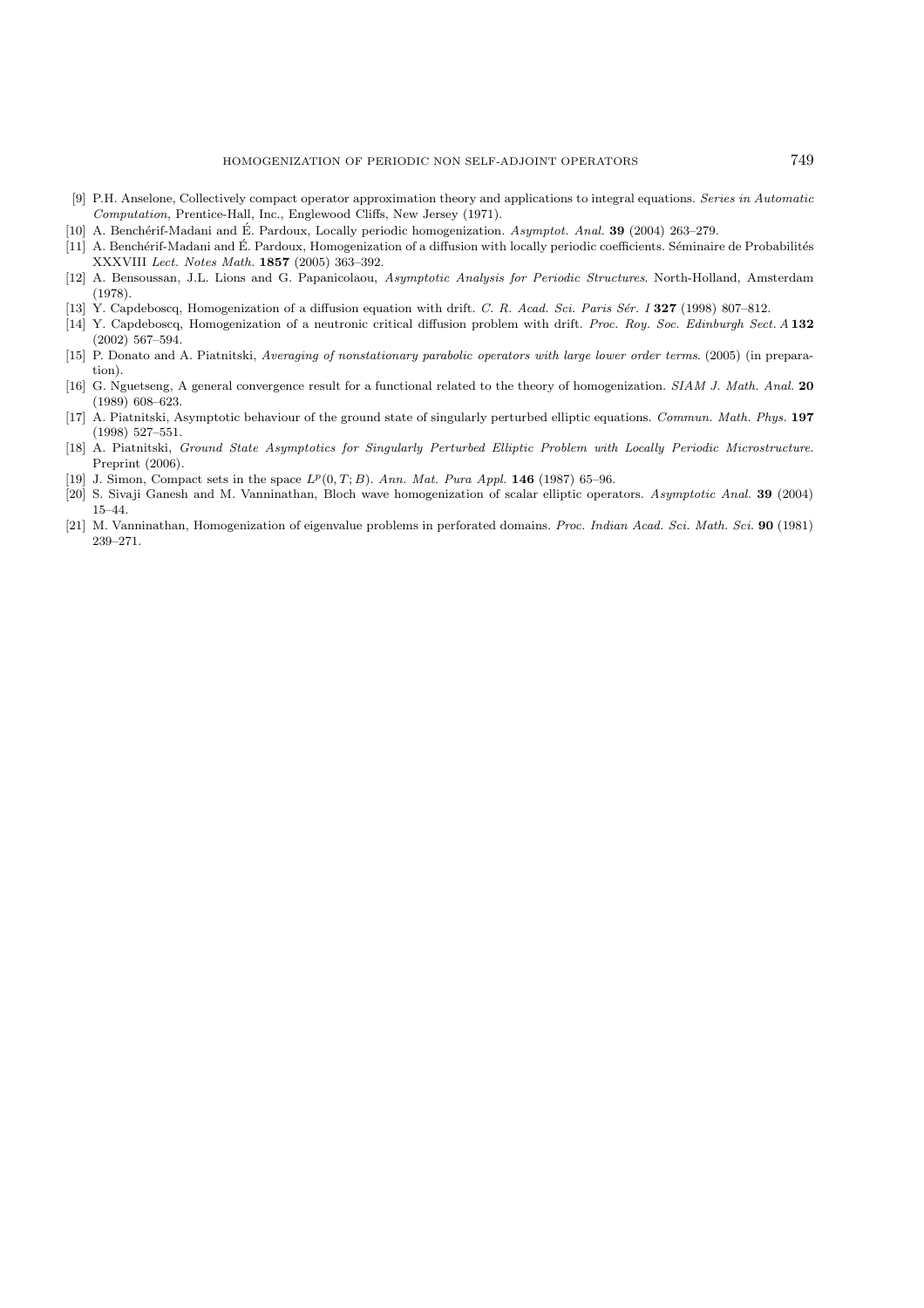[9] P.H. Anselone, Collectively compact operator approximation theory and applications to integral equations. *Series in Automatic Computation*, Prentice-Hall, Inc., Englewood Cliffs, New Jersey (1971).

[10] A. Benchérif-Madani and É. Pardoux, Locally periodic homogenization. *Asymptot. Anal.* **39** (2004) 263–279.

[11] A. Benchérif-Madani and É. Pardoux, Homogenization of a diffusion with locally periodic coefficients. Séminaire de Probabilités XXXVIII *Lect. Notes Math.* **1857** (2005) 363–392.

[12] A. Bensoussan, J.L. Lions and G. Papanicolaou, *Asymptotic Analysis for Periodic Structures*. North-Holland, Amsterdam (1978).

[13] Y. Capdeboscq, Homogenization of a diffusion equation with drift. *C. R. Acad. Sci. Paris Sér. I* **327** (1998) 807–812.

[14] Y. Capdeboscq, Homogenization of a neutronic critical diffusion problem with drift. *Proc. Roy. Soc. Edinburgh Sect. A* **132** (2002) 567–594.

[15] P. Donato and A. Piatnitski, *Averaging of nonstationary parabolic operators with large lower order terms*. (2005) (in preparation).

[16] G. Nguetseng, A general convergence result for a functional related to the theory of homogenization. *SIAM J. Math. Anal.* **20** (1989) 608–623.

[17] A. Piatnitski, Asymptotic behaviour of the ground state of singularly perturbed elliptic equations. *Commun. Math. Phys.* **197** (1998) 527–551.

[18] A. Piatnitski, *Ground State Asymptotics for Singularly Perturbed Elliptic Problem with Locally Periodic Microstructure*. Preprint (2006).

[19] J. Simon, Compact sets in the space $L^p(0,T;B)$. *Ann. Mat. Pura Appl.* **146** (1987) 65–96.

[20] S. Sivaji Ganesh and M. Vanninathan, Bloch wave homogenization of scalar elliptic operators. *Asymptotic Anal.* **39** (2004) 15–44.

[21] M. Vanninathan, Homogenization of eigenvalue problems in perforated domains. *Proc. Indian Acad. Sci. Math. Sci.* **90** (1981) 239–271.